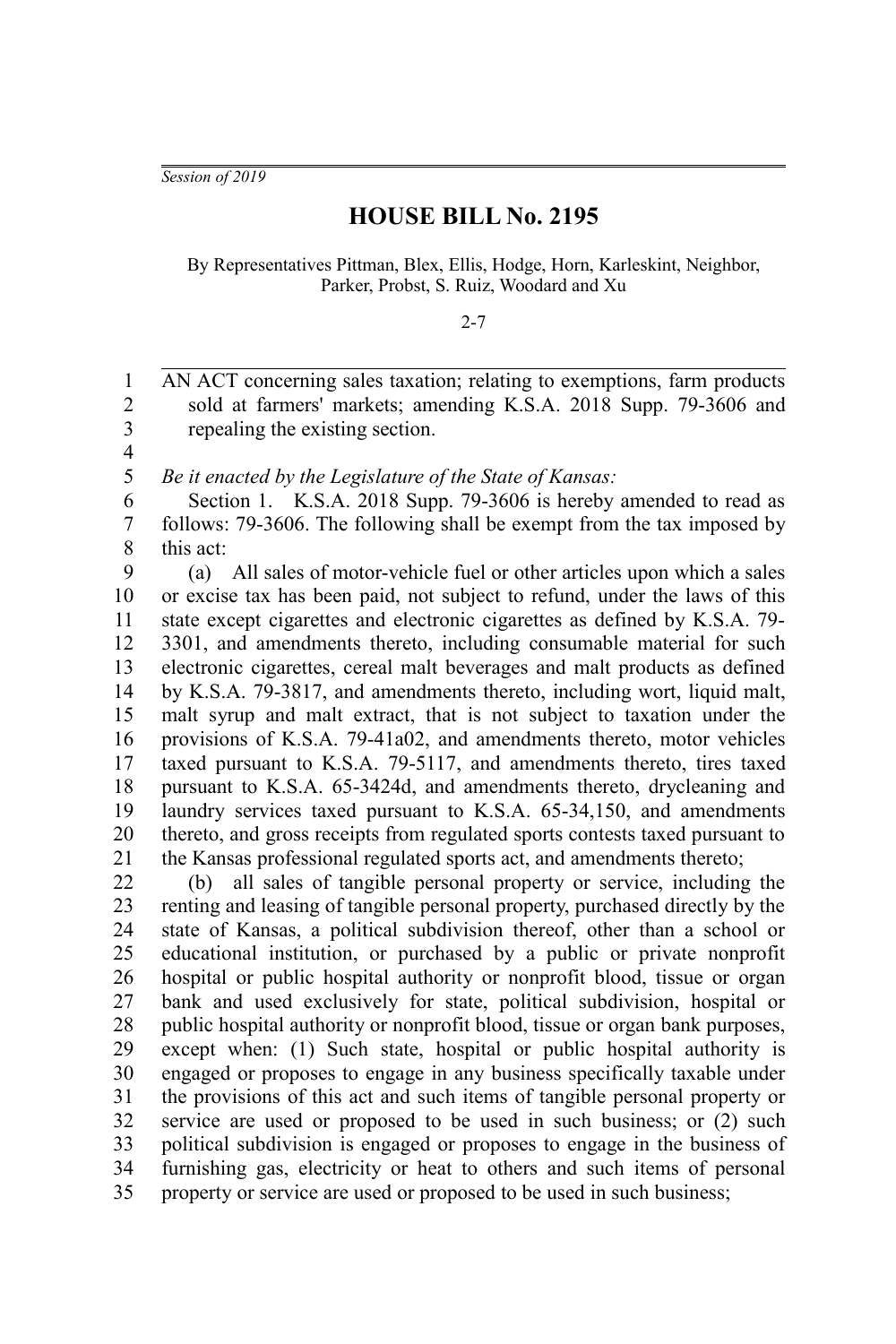*Session of 2019*

# HOUSE BILL No. 2195

By Representatives Pittman, Blex, Ellis, Hodge, Horn, Karleskint, Neighbor, Parker, Probst, S. Ruiz, Woodard and Xu

2-7

AN ACT concerning sales taxation; relating to exemptions, farm products sold at farmers' markets; amending K.S.A. 2018 Supp. 79-3606 and repealing the existing section.

*Be it enacted by the Legislature of the State of Kansas:*

Section 1. K.S.A. 2018 Supp. 79-3606 is hereby amended to read as follows: 79-3606. The following shall be exempt from the tax imposed by this act:

(a) All sales of motor-vehicle fuel or other articles upon which a sales or excise tax has been paid, not subject to refund, under the laws of this state except cigarettes and electronic cigarettes as defined by K.S.A. 79-3301, and amendments thereto, including consumable material for such electronic cigarettes, cereal malt beverages and malt products as defined by K.S.A. 79-3817, and amendments thereto, including wort, liquid malt, malt syrup and malt extract, that is not subject to taxation under the provisions of K.S.A. 79-41a02, and amendments thereto, motor vehicles taxed pursuant to K.S.A. 79-5117, and amendments thereto, tires taxed pursuant to K.S.A. 65-3424d, and amendments thereto, drycleaning and laundry services taxed pursuant to K.S.A. 65-34,150, and amendments thereto, and gross receipts from regulated sports contests taxed pursuant to the Kansas professional regulated sports act, and amendments thereto;

(b) all sales of tangible personal property or service, including the renting and leasing of tangible personal property, purchased directly by the state of Kansas, a political subdivision thereof, other than a school or educational institution, or purchased by a public or private nonprofit hospital or public hospital authority or nonprofit blood, tissue or organ bank and used exclusively for state, political subdivision, hospital or public hospital authority or nonprofit blood, tissue or organ bank purposes, except when: (1) Such state, hospital or public hospital authority is engaged or proposes to engage in any business specifically taxable under the provisions of this act and such items of tangible personal property or service are used or proposed to be used in such business; or (2) such political subdivision is engaged or proposes to engage in the business of furnishing gas, electricity or heat to others and such items of personal property or service are used or proposed to be used in such business;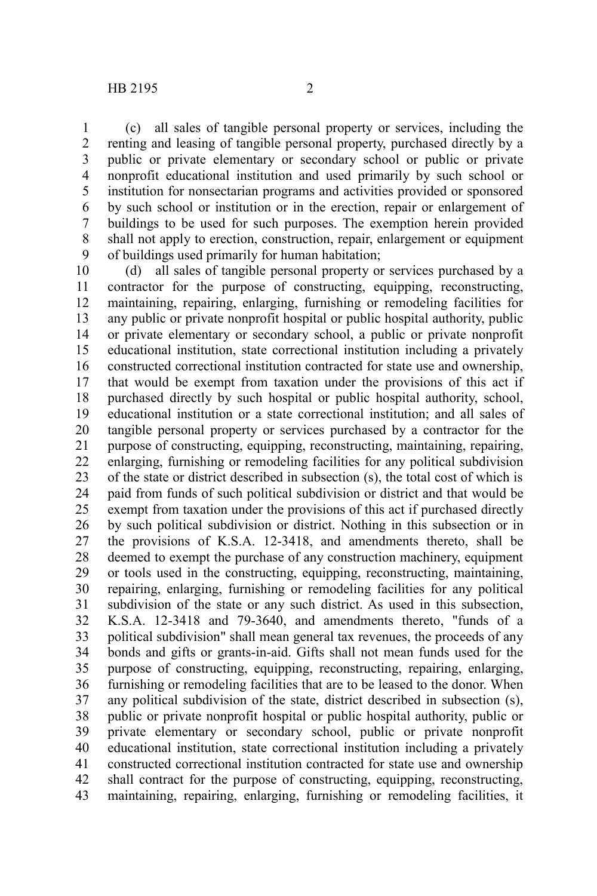(c) all sales of tangible personal property or services, including the renting and leasing of tangible personal property, purchased directly by a public or private elementary or secondary school or public or private nonprofit educational institution and used primarily by such school or institution for nonsectarian programs and activities provided or sponsored by such school or institution or in the erection, repair or enlargement of buildings to be used for such purposes. The exemption herein provided shall not apply to erection, construction, repair, enlargement or equipment of buildings used primarily for human habitation;

(d) all sales of tangible personal property or services purchased by a contractor for the purpose of constructing, equipping, reconstructing, maintaining, repairing, enlarging, furnishing or remodeling facilities for any public or private nonprofit hospital or public hospital authority, public or private elementary or secondary school, a public or private nonprofit educational institution, state correctional institution including a privately constructed correctional institution contracted for state use and ownership, that would be exempt from taxation under the provisions of this act if purchased directly by such hospital or public hospital authority, school, educational institution or a state correctional institution; and all sales of tangible personal property or services purchased by a contractor for the purpose of constructing, equipping, reconstructing, maintaining, repairing, enlarging, furnishing or remodeling facilities for any political subdivision of the state or district described in subsection (s), the total cost of which is paid from funds of such political subdivision or district and that would be exempt from taxation under the provisions of this act if purchased directly by such political subdivision or district. Nothing in this subsection or in the provisions of K.S.A. 12-3418, and amendments thereto, shall be deemed to exempt the purchase of any construction machinery, equipment or tools used in the constructing, equipping, reconstructing, maintaining, repairing, enlarging, furnishing or remodeling facilities for any political subdivision of the state or any such district. As used in this subsection, K.S.A. 12-3418 and 79-3640, and amendments thereto, "funds of a political subdivision" shall mean general tax revenues, the proceeds of any bonds and gifts or grants-in-aid. Gifts shall not mean funds used for the purpose of constructing, equipping, reconstructing, repairing, enlarging, furnishing or remodeling facilities that are to be leased to the donor. When any political subdivision of the state, district described in subsection (s), public or private nonprofit hospital or public hospital authority, public or private elementary or secondary school, public or private nonprofit educational institution, state correctional institution including a privately constructed correctional institution contracted for state use and ownership shall contract for the purpose of constructing, equipping, reconstructing, maintaining, repairing, enlarging, furnishing or remodeling facilities, it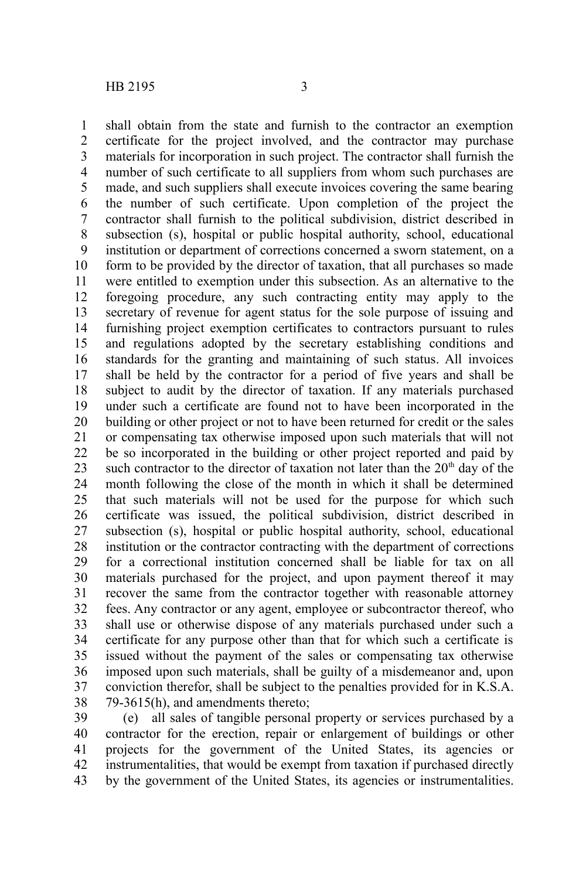shall obtain from the state and furnish to the contractor an exemption certificate for the project involved, and the contractor may purchase materials for incorporation in such project. The contractor shall furnish the number of such certificate to all suppliers from whom such purchases are made, and such suppliers shall execute invoices covering the same bearing the number of such certificate. Upon completion of the project the contractor shall furnish to the political subdivision, district described in subsection (s), hospital or public hospital authority, school, educational institution or department of corrections concerned a sworn statement, on a form to be provided by the director of taxation, that all purchases so made were entitled to exemption under this subsection. As an alternative to the foregoing procedure, any such contracting entity may apply to the secretary of revenue for agent status for the sole purpose of issuing and furnishing project exemption certificates to contractors pursuant to rules and regulations adopted by the secretary establishing conditions and standards for the granting and maintaining of such status. All invoices shall be held by the contractor for a period of five years and shall be subject to audit by the director of taxation. If any materials purchased under such a certificate are found not to have been incorporated in the building or other project or not to have been returned for credit or the sales or compensating tax otherwise imposed upon such materials that will not be so incorporated in the building or other project reported and paid by such contractor to the director of taxation not later than the 20th day of the month following the close of the month in which it shall be determined that such materials will not be used for the purpose for which such certificate was issued, the political subdivision, district described in subsection (s), hospital or public hospital authority, school, educational institution or the contractor contracting with the department of corrections for a correctional institution concerned shall be liable for tax on all materials purchased for the project, and upon payment thereof it may recover the same from the contractor together with reasonable attorney fees. Any contractor or any agent, employee or subcontractor thereof, who shall use or otherwise dispose of any materials purchased under such a certificate for any purpose other than that for which such a certificate is issued without the payment of the sales or compensating tax otherwise imposed upon such materials, shall be guilty of a misdemeanor and, upon conviction therefor, shall be subject to the penalties provided for in K.S.A. 79-3615(h), and amendments thereto;

(e) all sales of tangible personal property or services purchased by a contractor for the erection, repair or enlargement of buildings or other projects for the government of the United States, its agencies or instrumentalities, that would be exempt from taxation if purchased directly by the government of the United States, its agencies or instrumentalities.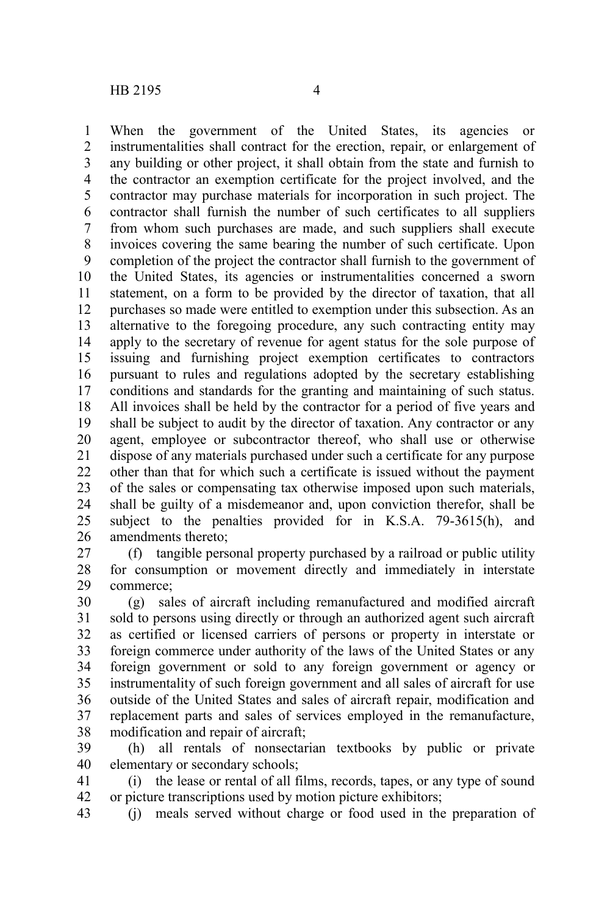When the government of the United States, its agencies or instrumentalities shall contract for the erection, repair, or enlargement of any building or other project, it shall obtain from the state and furnish to the contractor an exemption certificate for the project involved, and the contractor may purchase materials for incorporation in such project. The contractor shall furnish the number of such certificates to all suppliers from whom such purchases are made, and such suppliers shall execute invoices covering the same bearing the number of such certificate. Upon completion of the project the contractor shall furnish to the government of the United States, its agencies or instrumentalities concerned a sworn statement, on a form to be provided by the director of taxation, that all purchases so made were entitled to exemption under this subsection. As an alternative to the foregoing procedure, any such contracting entity may apply to the secretary of revenue for agent status for the sole purpose of issuing and furnishing project exemption certificates to contractors pursuant to rules and regulations adopted by the secretary establishing conditions and standards for the granting and maintaining of such status. All invoices shall be held by the contractor for a period of five years and shall be subject to audit by the director of taxation. Any contractor or any agent, employee or subcontractor thereof, who shall use or otherwise dispose of any materials purchased under such a certificate for any purpose other than that for which such a certificate is issued without the payment of the sales or compensating tax otherwise imposed upon such materials, shall be guilty of a misdemeanor and, upon conviction therefor, shall be subject to the penalties provided for in K.S.A. 79-3615(h), and amendments thereto;

(f) tangible personal property purchased by a railroad or public utility for consumption or movement directly and immediately in interstate commerce;

(g) sales of aircraft including remanufactured and modified aircraft sold to persons using directly or through an authorized agent such aircraft as certified or licensed carriers of persons or property in interstate or foreign commerce under authority of the laws of the United States or any foreign government or sold to any foreign government or agency or instrumentality of such foreign government and all sales of aircraft for use outside of the United States and sales of aircraft repair, modification and replacement parts and sales of services employed in the remanufacture, modification and repair of aircraft;

(h) all rentals of nonsectarian textbooks by public or private elementary or secondary schools;

(i) the lease or rental of all films, records, tapes, or any type of sound or picture transcriptions used by motion picture exhibitors;

(j) meals served without charge or food used in the preparation of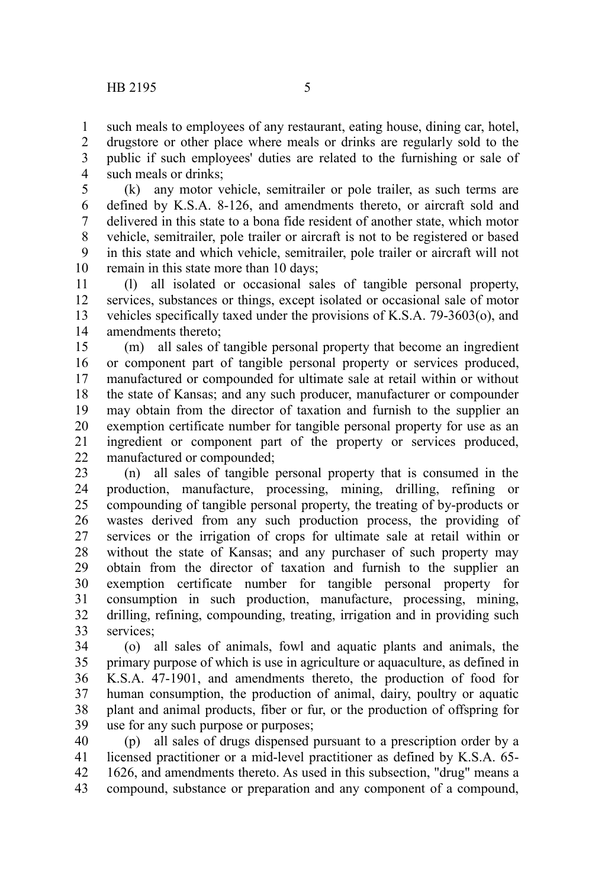such meals to employees of any restaurant, eating house, dining car, hotel, drugstore or other place where meals or drinks are regularly sold to the public if such employees' duties are related to the furnishing or sale of such meals or drinks;

(k) any motor vehicle, semitrailer or pole trailer, as such terms are defined by K.S.A. 8-126, and amendments thereto, or aircraft sold and delivered in this state to a bona fide resident of another state, which motor vehicle, semitrailer, pole trailer or aircraft is not to be registered or based in this state and which vehicle, semitrailer, pole trailer or aircraft will not remain in this state more than 10 days;

(l) all isolated or occasional sales of tangible personal property, services, substances or things, except isolated or occasional sale of motor vehicles specifically taxed under the provisions of K.S.A. 79-3603(o), and amendments thereto;

(m) all sales of tangible personal property that become an ingredient or component part of tangible personal property or services produced, manufactured or compounded for ultimate sale at retail within or without the state of Kansas; and any such producer, manufacturer or compounder may obtain from the director of taxation and furnish to the supplier an exemption certificate number for tangible personal property for use as an ingredient or component part of the property or services produced, manufactured or compounded;

(n) all sales of tangible personal property that is consumed in the production, manufacture, processing, mining, drilling, refining or compounding of tangible personal property, the treating of by-products or wastes derived from any such production process, the providing of services or the irrigation of crops for ultimate sale at retail within or without the state of Kansas; and any purchaser of such property may obtain from the director of taxation and furnish to the supplier an exemption certificate number for tangible personal property for consumption in such production, manufacture, processing, mining, drilling, refining, compounding, treating, irrigation and in providing such services;

(o) all sales of animals, fowl and aquatic plants and animals, the primary purpose of which is use in agriculture or aquaculture, as defined in K.S.A. 47-1901, and amendments thereto, the production of food for human consumption, the production of animal, dairy, poultry or aquatic plant and animal products, fiber or fur, or the production of offspring for use for any such purpose or purposes;

(p) all sales of drugs dispensed pursuant to a prescription order by a licensed practitioner or a mid-level practitioner as defined by K.S.A. 65-1626, and amendments thereto. As used in this subsection, "drug" means a compound, substance or preparation and any component of a compound,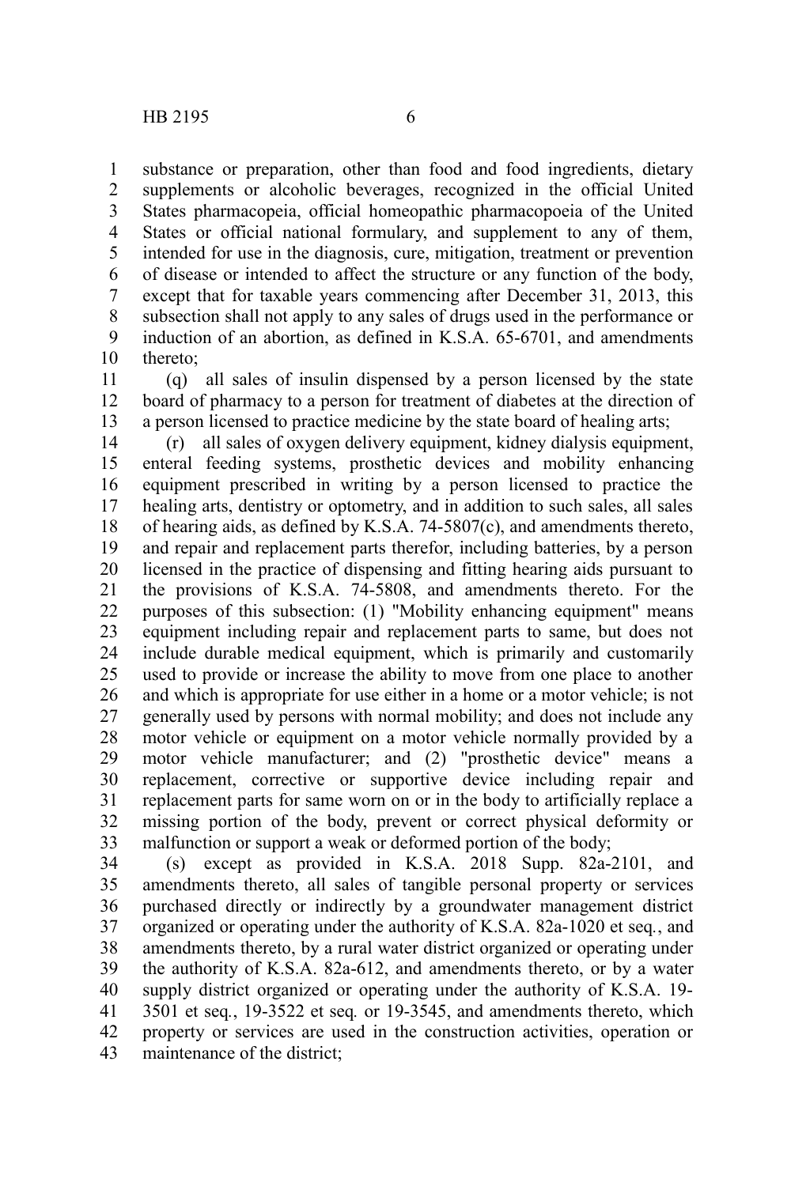substance or preparation, other than food and food ingredients, dietary supplements or alcoholic beverages, recognized in the official United States pharmacopeia, official homeopathic pharmacopoeia of the United States or official national formulary, and supplement to any of them, intended for use in the diagnosis, cure, mitigation, treatment or prevention of disease or intended to affect the structure or any function of the body, except that for taxable years commencing after December 31, 2013, this subsection shall not apply to any sales of drugs used in the performance or induction of an abortion, as defined in K.S.A. 65-6701, and amendments thereto;

(q) all sales of insulin dispensed by a person licensed by the state board of pharmacy to a person for treatment of diabetes at the direction of a person licensed to practice medicine by the state board of healing arts;

(r) all sales of oxygen delivery equipment, kidney dialysis equipment, enteral feeding systems, prosthetic devices and mobility enhancing equipment prescribed in writing by a person licensed to practice the healing arts, dentistry or optometry, and in addition to such sales, all sales of hearing aids, as defined by K.S.A. 74-5807(c), and amendments thereto, and repair and replacement parts therefor, including batteries, by a person licensed in the practice of dispensing and fitting hearing aids pursuant to the provisions of K.S.A. 74-5808, and amendments thereto. For the purposes of this subsection: (1) "Mobility enhancing equipment" means equipment including repair and replacement parts to same, but does not include durable medical equipment, which is primarily and customarily used to provide or increase the ability to move from one place to another and which is appropriate for use either in a home or a motor vehicle; is not generally used by persons with normal mobility; and does not include any motor vehicle or equipment on a motor vehicle normally provided by a motor vehicle manufacturer; and (2) "prosthetic device" means a replacement, corrective or supportive device including repair and replacement parts for same worn on or in the body to artificially replace a missing portion of the body, prevent or correct physical deformity or malfunction or support a weak or deformed portion of the body;

(s) except as provided in K.S.A. 2018 Supp. 82a-2101, and amendments thereto, all sales of tangible personal property or services purchased directly or indirectly by a groundwater management district organized or operating under the authority of K.S.A. 82a-1020 et seq., and amendments thereto, by a rural water district organized or operating under the authority of K.S.A. 82a-612, and amendments thereto, or by a water supply district organized or operating under the authority of K.S.A. 19-3501 et seq., 19-3522 et seq. or 19-3545, and amendments thereto, which property or services are used in the construction activities, operation or maintenance of the district;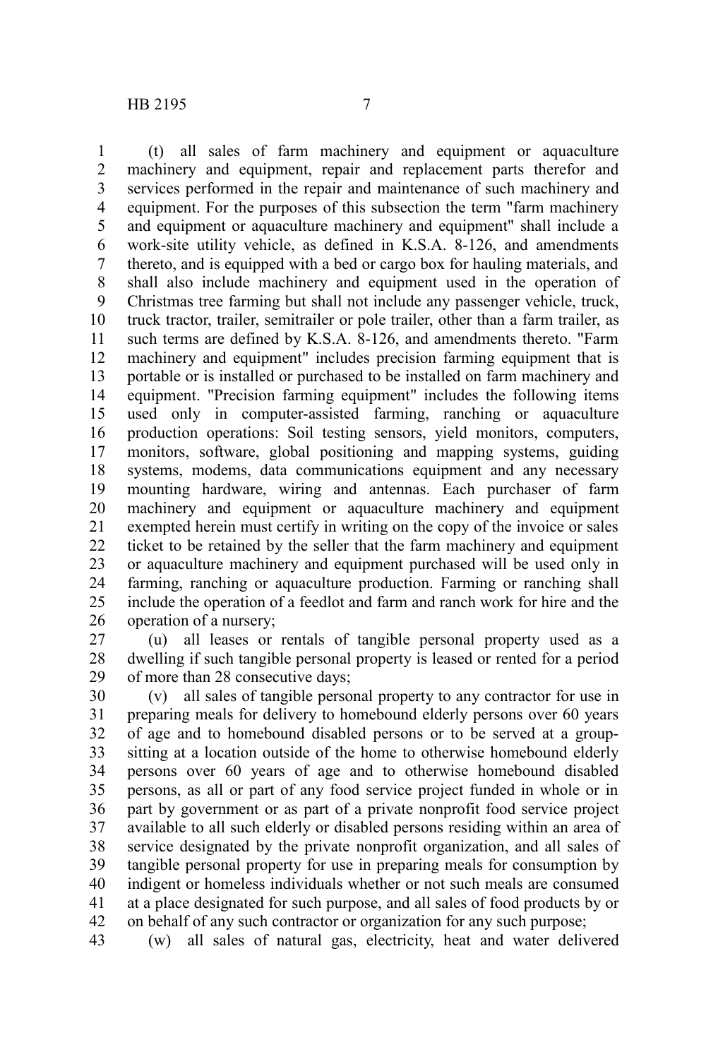(t) all sales of farm machinery and equipment or aquaculture machinery and equipment, repair and replacement parts therefor and services performed in the repair and maintenance of such machinery and equipment. For the purposes of this subsection the term "farm machinery and equipment or aquaculture machinery and equipment" shall include a work-site utility vehicle, as defined in K.S.A. 8-126, and amendments thereto, and is equipped with a bed or cargo box for hauling materials, and shall also include machinery and equipment used in the operation of Christmas tree farming but shall not include any passenger vehicle, truck, truck tractor, trailer, semitrailer or pole trailer, other than a farm trailer, as such terms are defined by K.S.A. 8-126, and amendments thereto. "Farm machinery and equipment" includes precision farming equipment that is portable or is installed or purchased to be installed on farm machinery and equipment. "Precision farming equipment" includes the following items used only in computer-assisted farming, ranching or aquaculture production operations: Soil testing sensors, yield monitors, computers, monitors, software, global positioning and mapping systems, guiding systems, modems, data communications equipment and any necessary mounting hardware, wiring and antennas. Each purchaser of farm machinery and equipment or aquaculture machinery and equipment exempted herein must certify in writing on the copy of the invoice or sales ticket to be retained by the seller that the farm machinery and equipment or aquaculture machinery and equipment purchased will be used only in farming, ranching or aquaculture production. Farming or ranching shall include the operation of a feedlot and farm and ranch work for hire and the operation of a nursery;

(u) all leases or rentals of tangible personal property used as a dwelling if such tangible personal property is leased or rented for a period of more than 28 consecutive days;

(v) all sales of tangible personal property to any contractor for use in preparing meals for delivery to homebound elderly persons over 60 years of age and to homebound disabled persons or to be served at a group-sitting at a location outside of the home to otherwise homebound elderly persons over 60 years of age and to otherwise homebound disabled persons, as all or part of any food service project funded in whole or in part by government or as part of a private nonprofit food service project available to all such elderly or disabled persons residing within an area of service designated by the private nonprofit organization, and all sales of tangible personal property for use in preparing meals for consumption by indigent or homeless individuals whether or not such meals are consumed at a place designated for such purpose, and all sales of food products by or on behalf of any such contractor or organization for any such purpose;

(w) all sales of natural gas, electricity, heat and water delivered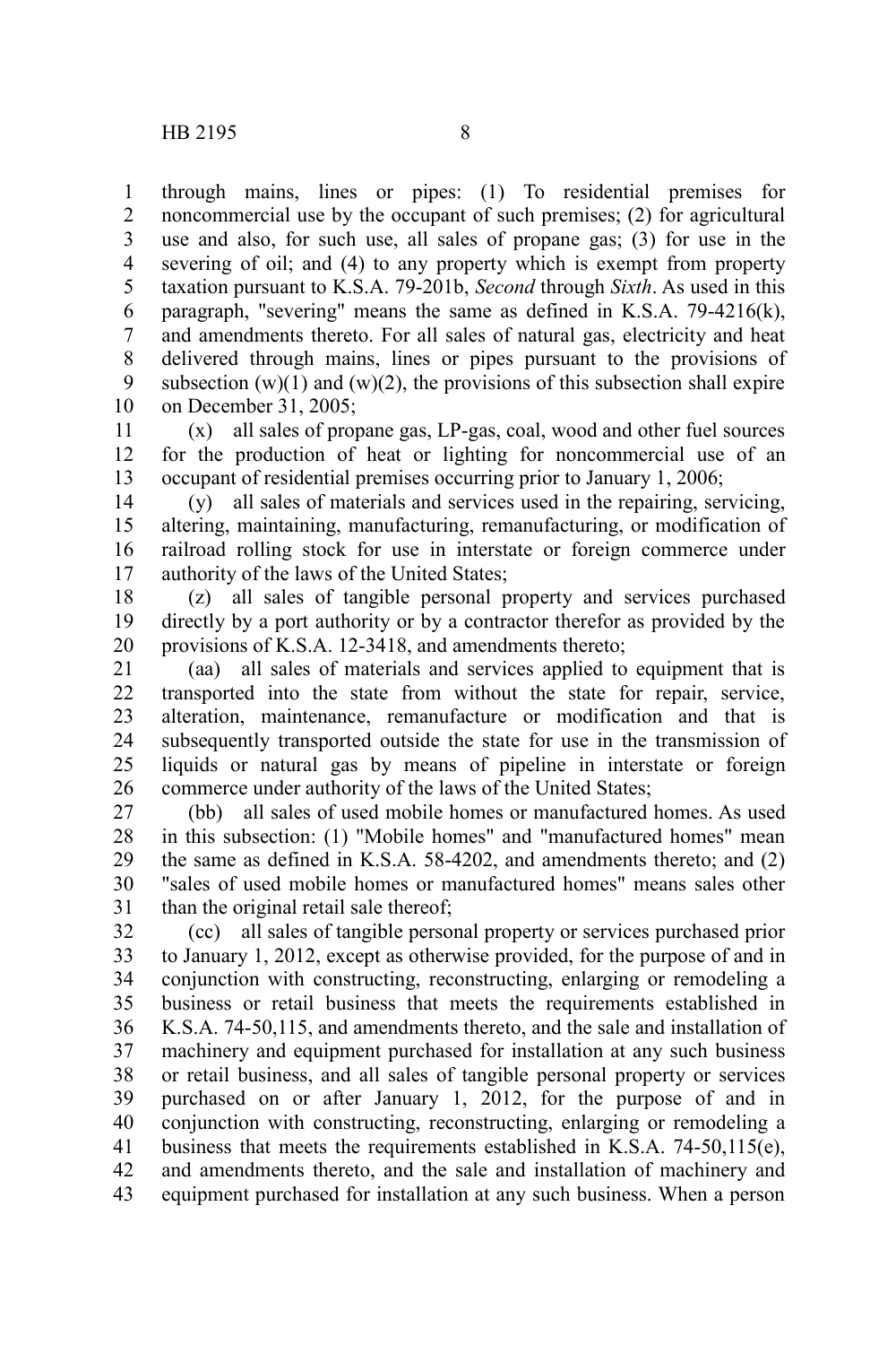through mains, lines or pipes: (1) To residential premises for noncommercial use by the occupant of such premises; (2) for agricultural use and also, for such use, all sales of propane gas; (3) for use in the severing of oil; and (4) to any property which is exempt from property taxation pursuant to K.S.A. 79-201b, *Second* through *Sixth*. As used in this paragraph, "severing" means the same as defined in K.S.A. 79-4216(k), and amendments thereto. For all sales of natural gas, electricity and heat delivered through mains, lines or pipes pursuant to the provisions of subsection (w)(1) and (w)(2), the provisions of this subsection shall expire on December 31, 2005;

(x) all sales of propane gas, LP-gas, coal, wood and other fuel sources for the production of heat or lighting for noncommercial use of an occupant of residential premises occurring prior to January 1, 2006;

(y) all sales of materials and services used in the repairing, servicing, altering, maintaining, manufacturing, remanufacturing, or modification of railroad rolling stock for use in interstate or foreign commerce under authority of the laws of the United States;

(z) all sales of tangible personal property and services purchased directly by a port authority or by a contractor therefor as provided by the provisions of K.S.A. 12-3418, and amendments thereto;

(aa) all sales of materials and services applied to equipment that is transported into the state from without the state for repair, service, alteration, maintenance, remanufacture or modification and that is subsequently transported outside the state for use in the transmission of liquids or natural gas by means of pipeline in interstate or foreign commerce under authority of the laws of the United States;

(bb) all sales of used mobile homes or manufactured homes. As used in this subsection: (1) "Mobile homes" and "manufactured homes" mean the same as defined in K.S.A. 58-4202, and amendments thereto; and (2) "sales of used mobile homes or manufactured homes" means sales other than the original retail sale thereof;

(cc) all sales of tangible personal property or services purchased prior to January 1, 2012, except as otherwise provided, for the purpose of and in conjunction with constructing, reconstructing, enlarging or remodeling a business or retail business that meets the requirements established in K.S.A. 74-50,115, and amendments thereto, and the sale and installation of machinery and equipment purchased for installation at any such business or retail business, and all sales of tangible personal property or services purchased on or after January 1, 2012, for the purpose of and in conjunction with constructing, reconstructing, enlarging or remodeling a business that meets the requirements established in K.S.A. 74-50,115(e), and amendments thereto, and the sale and installation of machinery and equipment purchased for installation at any such business. When a person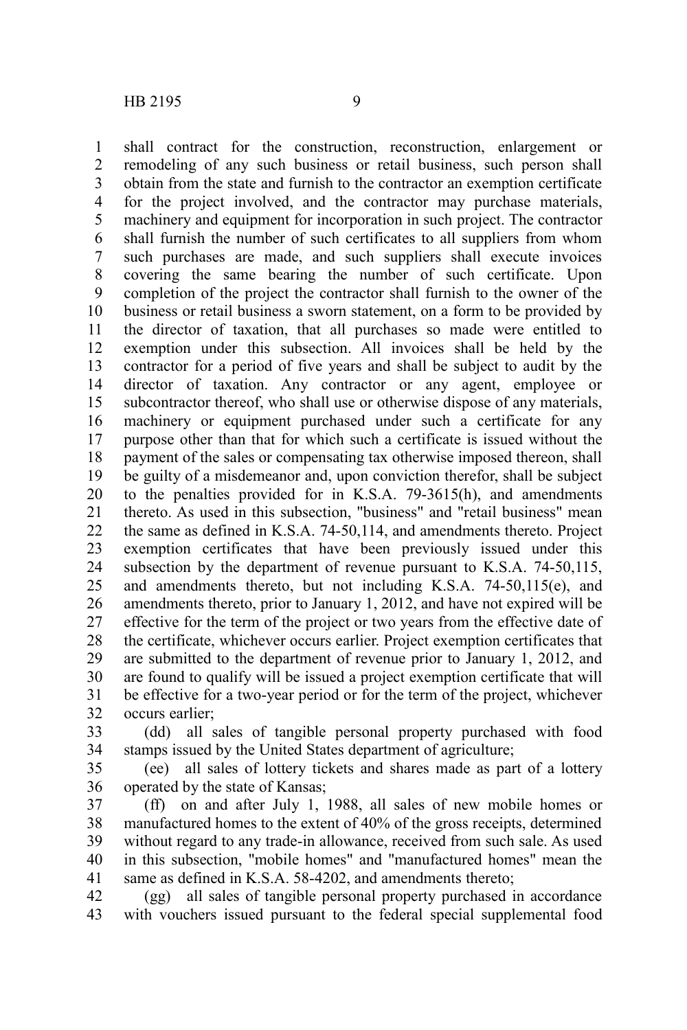shall contract for the construction, reconstruction, enlargement or remodeling of any such business or retail business, such person shall obtain from the state and furnish to the contractor an exemption certificate for the project involved, and the contractor may purchase materials, machinery and equipment for incorporation in such project. The contractor shall furnish the number of such certificates to all suppliers from whom such purchases are made, and such suppliers shall execute invoices covering the same bearing the number of such certificate. Upon completion of the project the contractor shall furnish to the owner of the business or retail business a sworn statement, on a form to be provided by the director of taxation, that all purchases so made were entitled to exemption under this subsection. All invoices shall be held by the contractor for a period of five years and shall be subject to audit by the director of taxation. Any contractor or any agent, employee or subcontractor thereof, who shall use or otherwise dispose of any materials, machinery or equipment purchased under such a certificate for any purpose other than that for which such a certificate is issued without the payment of the sales or compensating tax otherwise imposed thereon, shall be guilty of a misdemeanor and, upon conviction therefor, shall be subject to the penalties provided for in K.S.A. 79-3615(h), and amendments thereto. As used in this subsection, "business" and "retail business" mean the same as defined in K.S.A. 74-50,114, and amendments thereto. Project exemption certificates that have been previously issued under this subsection by the department of revenue pursuant to K.S.A. 74-50,115, and amendments thereto, but not including K.S.A. 74-50,115(e), and amendments thereto, prior to January 1, 2012, and have not expired will be effective for the term of the project or two years from the effective date of the certificate, whichever occurs earlier. Project exemption certificates that are submitted to the department of revenue prior to January 1, 2012, and are found to qualify will be issued a project exemption certificate that will be effective for a two-year period or for the term of the project, whichever occurs earlier;

(dd) all sales of tangible personal property purchased with food stamps issued by the United States department of agriculture;

(ee) all sales of lottery tickets and shares made as part of a lottery operated by the state of Kansas;

(ff) on and after July 1, 1988, all sales of new mobile homes or manufactured homes to the extent of 40% of the gross receipts, determined without regard to any trade-in allowance, received from such sale. As used in this subsection, "mobile homes" and "manufactured homes" mean the same as defined in K.S.A. 58-4202, and amendments thereto;

(gg) all sales of tangible personal property purchased in accordance with vouchers issued pursuant to the federal special supplemental food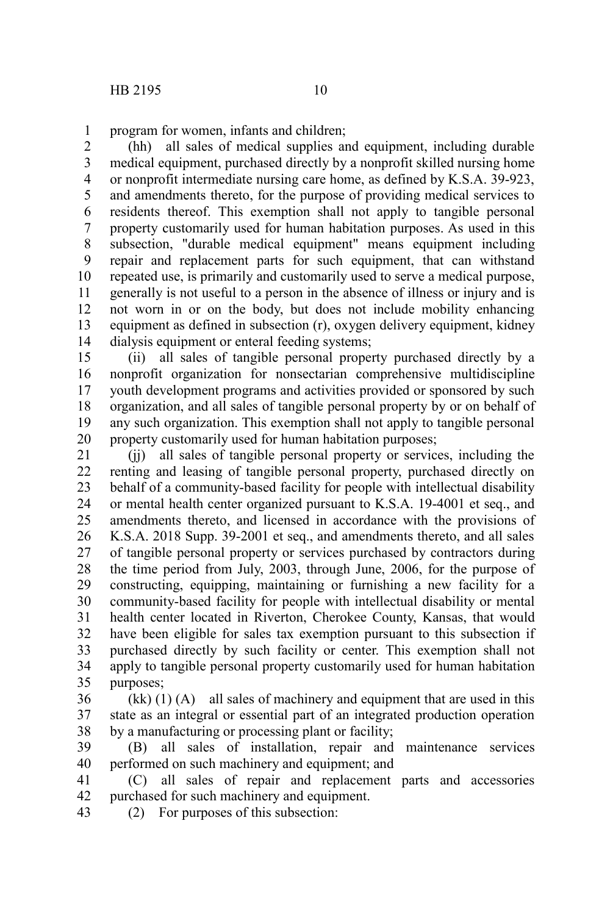program for women, infants and children;

(hh) all sales of medical supplies and equipment, including durable medical equipment, purchased directly by a nonprofit skilled nursing home or nonprofit intermediate nursing care home, as defined by K.S.A. 39-923, and amendments thereto, for the purpose of providing medical services to residents thereof. This exemption shall not apply to tangible personal property customarily used for human habitation purposes. As used in this subsection, "durable medical equipment" means equipment including repair and replacement parts for such equipment, that can withstand repeated use, is primarily and customarily used to serve a medical purpose, generally is not useful to a person in the absence of illness or injury and is not worn in or on the body, but does not include mobility enhancing equipment as defined in subsection (r), oxygen delivery equipment, kidney dialysis equipment or enteral feeding systems;

(ii) all sales of tangible personal property purchased directly by a nonprofit organization for nonsectarian comprehensive multidiscipline youth development programs and activities provided or sponsored by such organization, and all sales of tangible personal property by or on behalf of any such organization. This exemption shall not apply to tangible personal property customarily used for human habitation purposes;

(jj) all sales of tangible personal property or services, including the renting and leasing of tangible personal property, purchased directly on behalf of a community-based facility for people with intellectual disability or mental health center organized pursuant to K.S.A. 19-4001 et seq., and amendments thereto, and licensed in accordance with the provisions of K.S.A. 2018 Supp. 39-2001 et seq., and amendments thereto, and all sales of tangible personal property or services purchased by contractors during the time period from July, 2003, through June, 2006, for the purpose of constructing, equipping, maintaining or furnishing a new facility for a community-based facility for people with intellectual disability or mental health center located in Riverton, Cherokee County, Kansas, that would have been eligible for sales tax exemption pursuant to this subsection if purchased directly by such facility or center. This exemption shall not apply to tangible personal property customarily used for human habitation purposes;

(kk) (1) (A) all sales of machinery and equipment that are used in this state as an integral or essential part of an integrated production operation by a manufacturing or processing plant or facility;

(B) all sales of installation, repair and maintenance services performed on such machinery and equipment; and

(C) all sales of repair and replacement parts and accessories purchased for such machinery and equipment.

(2) For purposes of this subsection: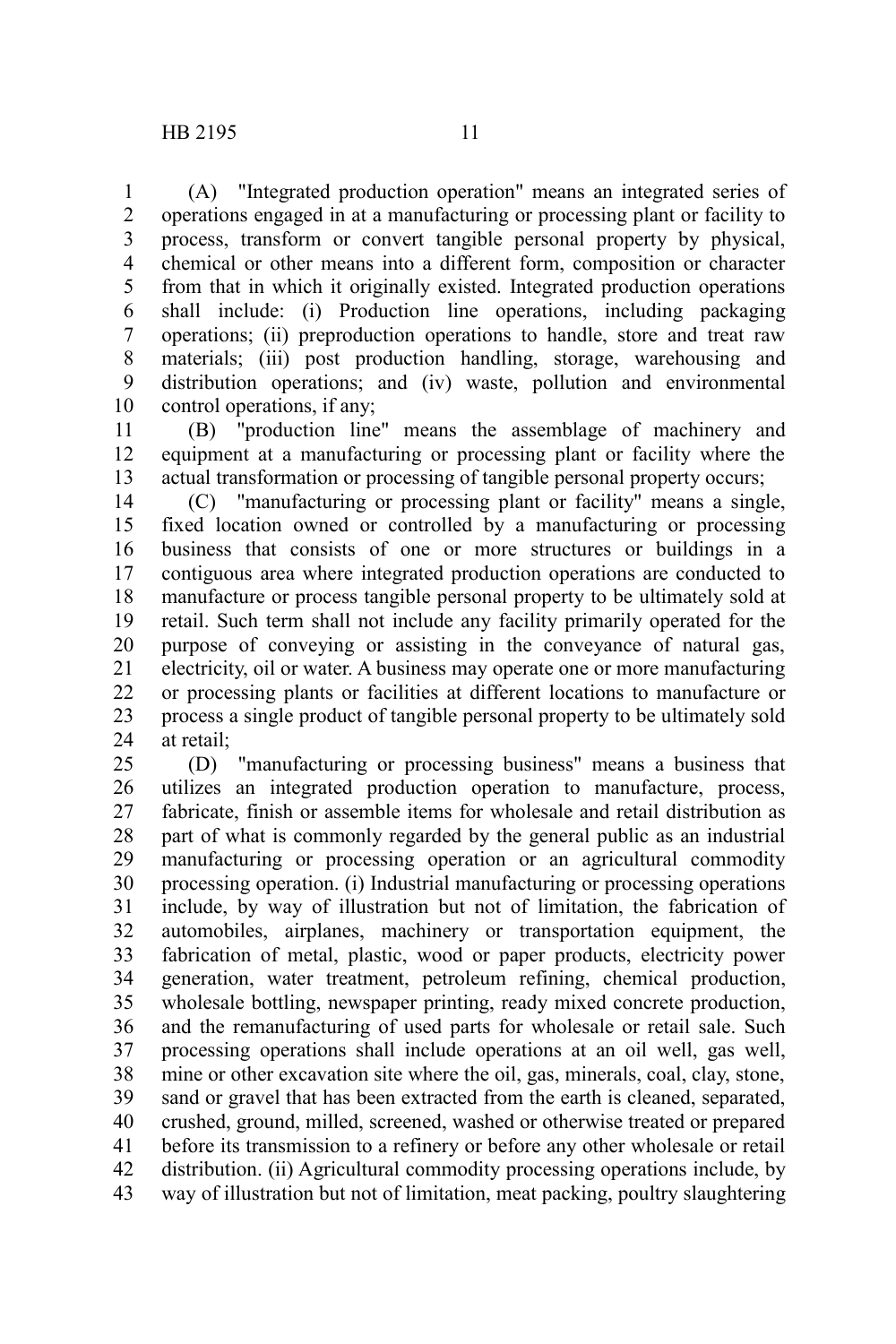(A) "Integrated production operation" means an integrated series of operations engaged in at a manufacturing or processing plant or facility to process, transform or convert tangible personal property by physical, chemical or other means into a different form, composition or character from that in which it originally existed. Integrated production operations shall include: (i) Production line operations, including packaging operations; (ii) preproduction operations to handle, store and treat raw materials; (iii) post production handling, storage, warehousing and distribution operations; and (iv) waste, pollution and environmental control operations, if any;

(B) "production line" means the assemblage of machinery and equipment at a manufacturing or processing plant or facility where the actual transformation or processing of tangible personal property occurs;

(C) "manufacturing or processing plant or facility" means a single, fixed location owned or controlled by a manufacturing or processing business that consists of one or more structures or buildings in a contiguous area where integrated production operations are conducted to manufacture or process tangible personal property to be ultimately sold at retail. Such term shall not include any facility primarily operated for the purpose of conveying or assisting in the conveyance of natural gas, electricity, oil or water. A business may operate one or more manufacturing or processing plants or facilities at different locations to manufacture or process a single product of tangible personal property to be ultimately sold at retail;

(D) "manufacturing or processing business" means a business that utilizes an integrated production operation to manufacture, process, fabricate, finish or assemble items for wholesale and retail distribution as part of what is commonly regarded by the general public as an industrial manufacturing or processing operation or an agricultural commodity processing operation. (i) Industrial manufacturing or processing operations include, by way of illustration but not of limitation, the fabrication of automobiles, airplanes, machinery or transportation equipment, the fabrication of metal, plastic, wood or paper products, electricity power generation, water treatment, petroleum refining, chemical production, wholesale bottling, newspaper printing, ready mixed concrete production, and the remanufacturing of used parts for wholesale or retail sale. Such processing operations shall include operations at an oil well, gas well, mine or other excavation site where the oil, gas, minerals, coal, clay, stone, sand or gravel that has been extracted from the earth is cleaned, separated, crushed, ground, milled, screened, washed or otherwise treated or prepared before its transmission to a refinery or before any other wholesale or retail distribution. (ii) Agricultural commodity processing operations include, by way of illustration but not of limitation, meat packing, poultry slaughtering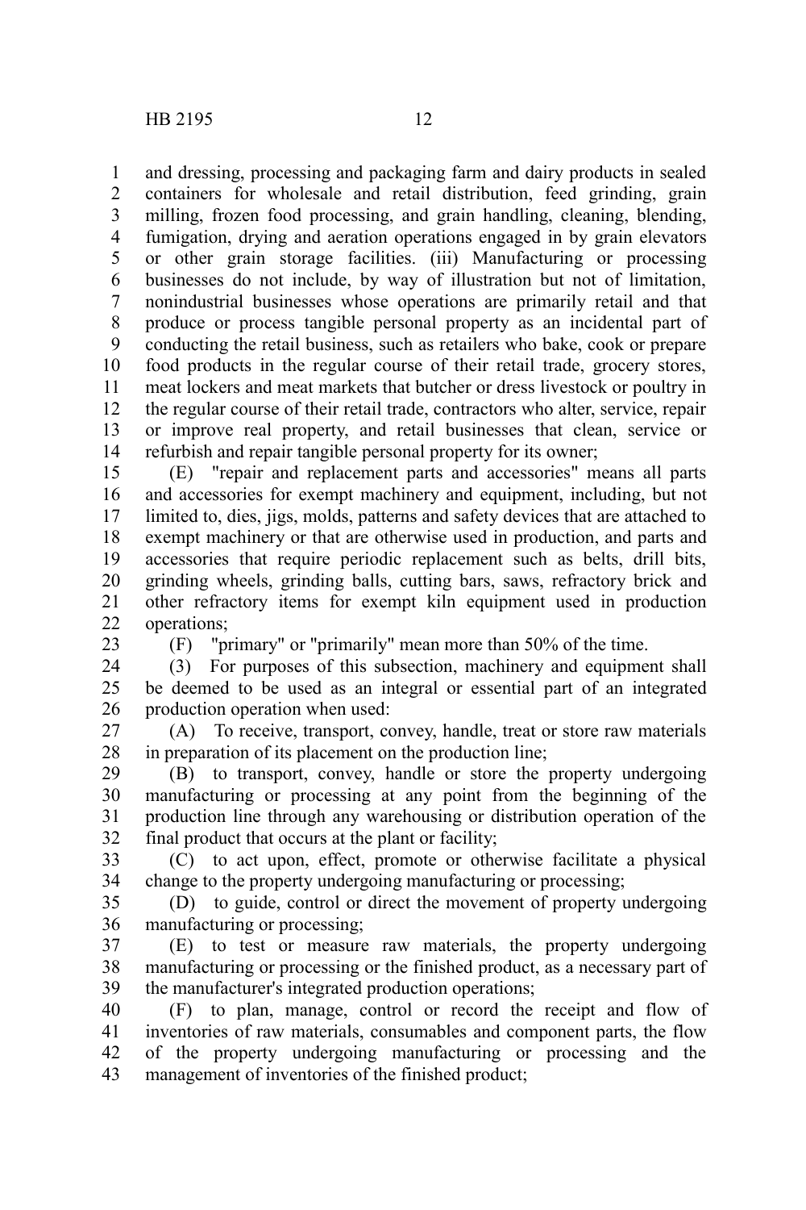and dressing, processing and packaging farm and dairy products in sealed containers for wholesale and retail distribution, feed grinding, grain milling, frozen food processing, and grain handling, cleaning, blending, fumigation, drying and aeration operations engaged in by grain elevators or other grain storage facilities. (iii) Manufacturing or processing businesses do not include, by way of illustration but not of limitation, nonindustrial businesses whose operations are primarily retail and that produce or process tangible personal property as an incidental part of conducting the retail business, such as retailers who bake, cook or prepare food products in the regular course of their retail trade, grocery stores, meat lockers and meat markets that butcher or dress livestock or poultry in the regular course of their retail trade, contractors who alter, service, repair or improve real property, and retail businesses that clean, service or refurbish and repair tangible personal property for its owner;

(E) "repair and replacement parts and accessories" means all parts and accessories for exempt machinery and equipment, including, but not limited to, dies, jigs, molds, patterns and safety devices that are attached to exempt machinery or that are otherwise used in production, and parts and accessories that require periodic replacement such as belts, drill bits, grinding wheels, grinding balls, cutting bars, saws, refractory brick and other refractory items for exempt kiln equipment used in production operations;

(F) "primary" or "primarily" mean more than 50% of the time.

(3) For purposes of this subsection, machinery and equipment shall be deemed to be used as an integral or essential part of an integrated production operation when used:

(A) To receive, transport, convey, handle, treat or store raw materials in preparation of its placement on the production line;

(B) to transport, convey, handle or store the property undergoing manufacturing or processing at any point from the beginning of the production line through any warehousing or distribution operation of the final product that occurs at the plant or facility;

(C) to act upon, effect, promote or otherwise facilitate a physical change to the property undergoing manufacturing or processing;

(D) to guide, control or direct the movement of property undergoing manufacturing or processing;

(E) to test or measure raw materials, the property undergoing manufacturing or processing or the finished product, as a necessary part of the manufacturer's integrated production operations;

(F) to plan, manage, control or record the receipt and flow of inventories of raw materials, consumables and component parts, the flow of the property undergoing manufacturing or processing and the management of inventories of the finished product;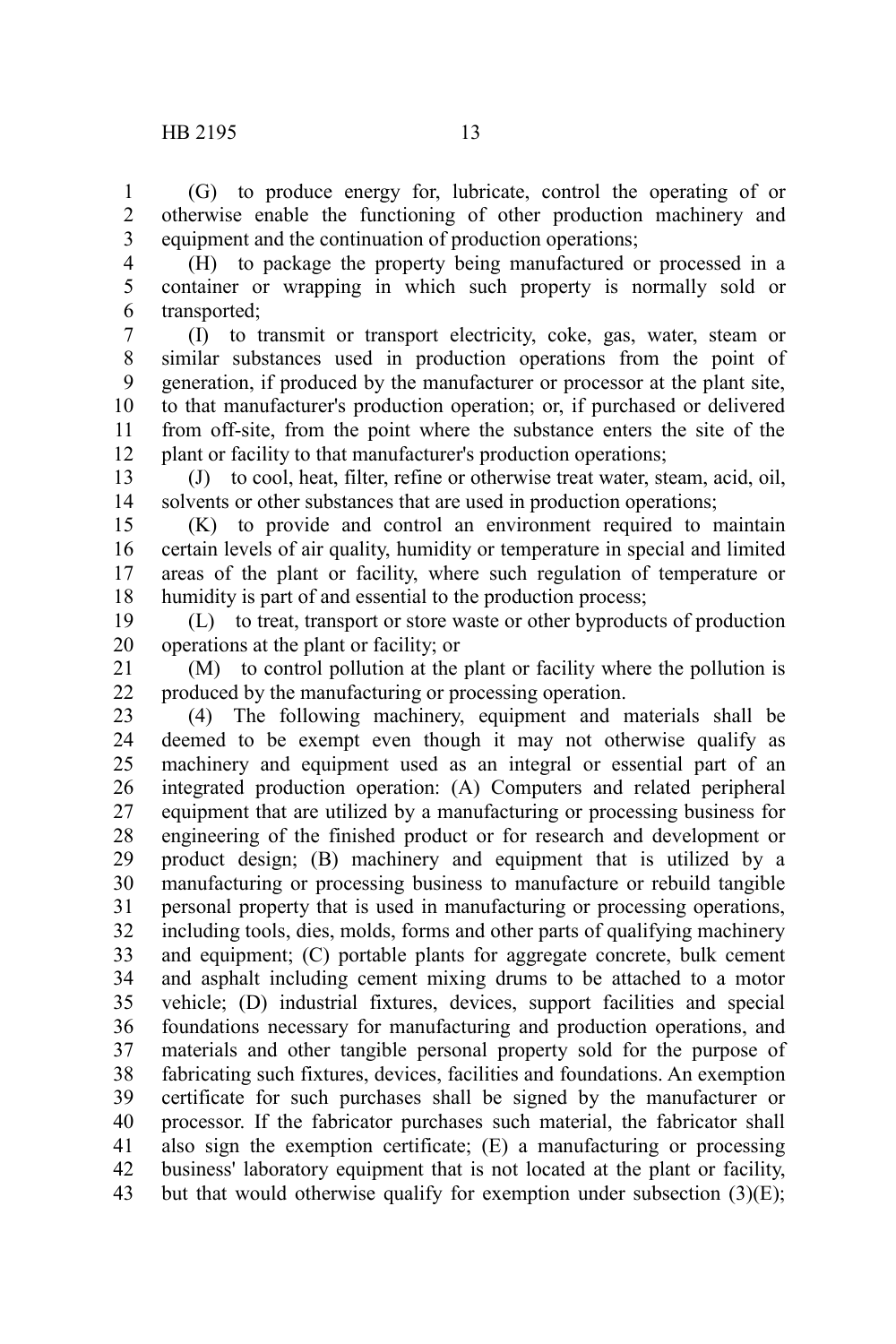(G) to produce energy for, lubricate, control the operating of or otherwise enable the functioning of other production machinery and equipment and the continuation of production operations;

(H) to package the property being manufactured or processed in a container or wrapping in which such property is normally sold or transported;

(I) to transmit or transport electricity, coke, gas, water, steam or similar substances used in production operations from the point of generation, if produced by the manufacturer or processor at the plant site, to that manufacturer's production operation; or, if purchased or delivered from off-site, from the point where the substance enters the site of the plant or facility to that manufacturer's production operations;

(J) to cool, heat, filter, refine or otherwise treat water, steam, acid, oil, solvents or other substances that are used in production operations;

(K) to provide and control an environment required to maintain certain levels of air quality, humidity or temperature in special and limited areas of the plant or facility, where such regulation of temperature or humidity is part of and essential to the production process;

(L) to treat, transport or store waste or other byproducts of production operations at the plant or facility; or

(M) to control pollution at the plant or facility where the pollution is produced by the manufacturing or processing operation.

(4) The following machinery, equipment and materials shall be deemed to be exempt even though it may not otherwise qualify as machinery and equipment used as an integral or essential part of an integrated production operation: (A) Computers and related peripheral equipment that are utilized by a manufacturing or processing business for engineering of the finished product or for research and development or product design; (B) machinery and equipment that is utilized by a manufacturing or processing business to manufacture or rebuild tangible personal property that is used in manufacturing or processing operations, including tools, dies, molds, forms and other parts of qualifying machinery and equipment; (C) portable plants for aggregate concrete, bulk cement and asphalt including cement mixing drums to be attached to a motor vehicle; (D) industrial fixtures, devices, support facilities and special foundations necessary for manufacturing and production operations, and materials and other tangible personal property sold for the purpose of fabricating such fixtures, devices, facilities and foundations. An exemption certificate for such purchases shall be signed by the manufacturer or processor. If the fabricator purchases such material, the fabricator shall also sign the exemption certificate; (E) a manufacturing or processing business' laboratory equipment that is not located at the plant or facility, but that would otherwise qualify for exemption under subsection (3)(E);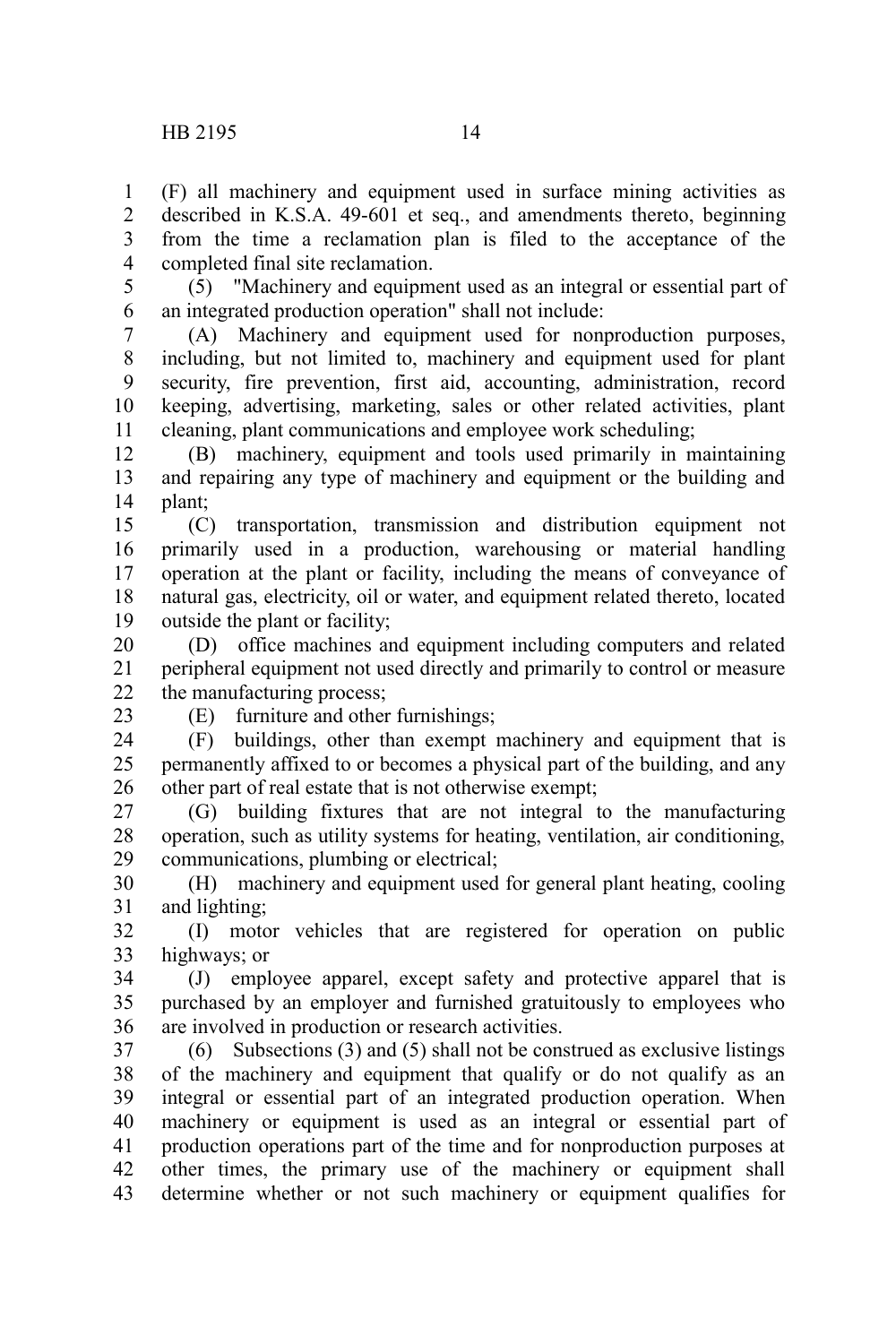(F) all machinery and equipment used in surface mining activities as described in K.S.A. 49-601 et seq., and amendments thereto, beginning from the time a reclamation plan is filed to the acceptance of the completed final site reclamation.

(5) "Machinery and equipment used as an integral or essential part of an integrated production operation" shall not include:

(A) Machinery and equipment used for nonproduction purposes, including, but not limited to, machinery and equipment used for plant security, fire prevention, first aid, accounting, administration, record keeping, advertising, marketing, sales or other related activities, plant cleaning, plant communications and employee work scheduling;

(B) machinery, equipment and tools used primarily in maintaining and repairing any type of machinery and equipment or the building and plant;

(C) transportation, transmission and distribution equipment not primarily used in a production, warehousing or material handling operation at the plant or facility, including the means of conveyance of natural gas, electricity, oil or water, and equipment related thereto, located outside the plant or facility;

(D) office machines and equipment including computers and related peripheral equipment not used directly and primarily to control or measure the manufacturing process;

(E) furniture and other furnishings;

(F) buildings, other than exempt machinery and equipment that is permanently affixed to or becomes a physical part of the building, and any other part of real estate that is not otherwise exempt;

(G) building fixtures that are not integral to the manufacturing operation, such as utility systems for heating, ventilation, air conditioning, communications, plumbing or electrical;

(H) machinery and equipment used for general plant heating, cooling and lighting;

(I) motor vehicles that are registered for operation on public highways; or

(J) employee apparel, except safety and protective apparel that is purchased by an employer and furnished gratuitously to employees who are involved in production or research activities.

(6) Subsections (3) and (5) shall not be construed as exclusive listings of the machinery and equipment that qualify or do not qualify as an integral or essential part of an integrated production operation. When machinery or equipment is used as an integral or essential part of production operations part of the time and for nonproduction purposes at other times, the primary use of the machinery or equipment shall determine whether or not such machinery or equipment qualifies for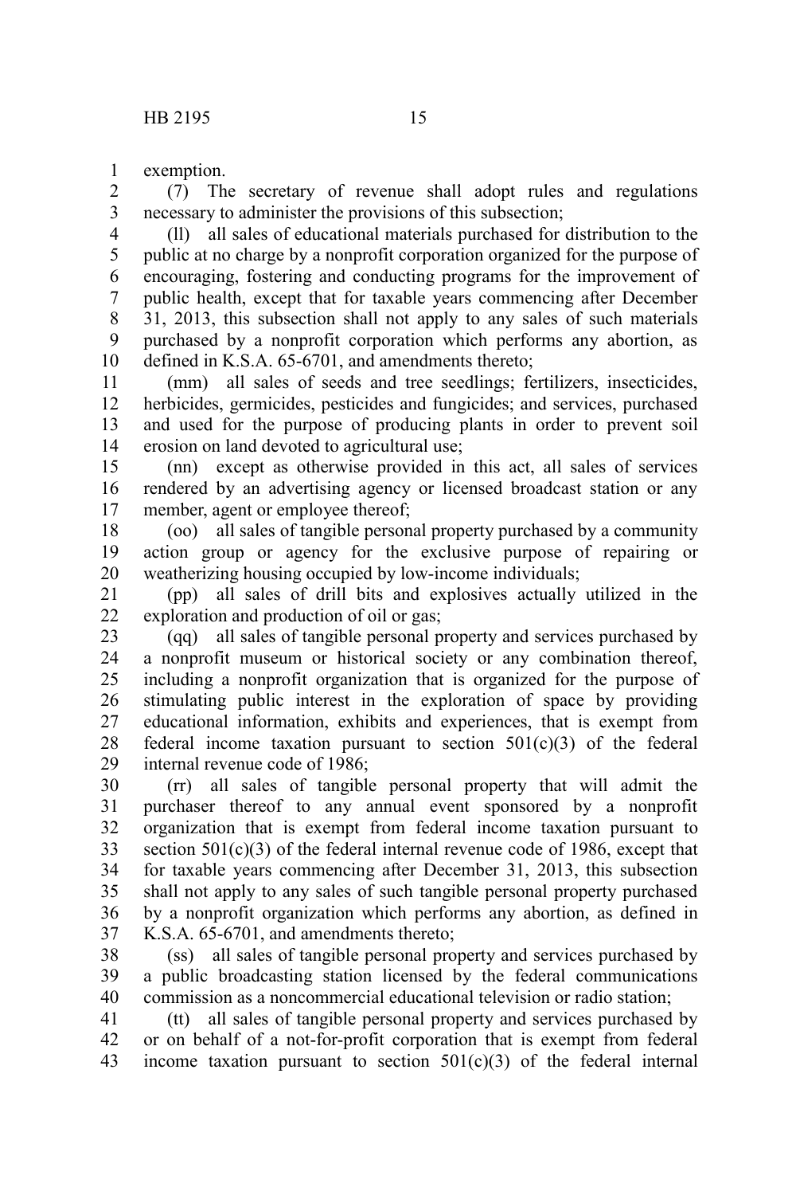exemption.

(7) The secretary of revenue shall adopt rules and regulations necessary to administer the provisions of this subsection;

(ll) all sales of educational materials purchased for distribution to the public at no charge by a nonprofit corporation organized for the purpose of encouraging, fostering and conducting programs for the improvement of public health, except that for taxable years commencing after December 31, 2013, this subsection shall not apply to any sales of such materials purchased by a nonprofit corporation which performs any abortion, as defined in K.S.A. 65-6701, and amendments thereto;

(mm) all sales of seeds and tree seedlings; fertilizers, insecticides, herbicides, germicides, pesticides and fungicides; and services, purchased and used for the purpose of producing plants in order to prevent soil erosion on land devoted to agricultural use;

(nn) except as otherwise provided in this act, all sales of services rendered by an advertising agency or licensed broadcast station or any member, agent or employee thereof;

(oo) all sales of tangible personal property purchased by a community action group or agency for the exclusive purpose of repairing or weatherizing housing occupied by low-income individuals;

(pp) all sales of drill bits and explosives actually utilized in the exploration and production of oil or gas;

(qq) all sales of tangible personal property and services purchased by a nonprofit museum or historical society or any combination thereof, including a nonprofit organization that is organized for the purpose of stimulating public interest in the exploration of space by providing educational information, exhibits and experiences, that is exempt from federal income taxation pursuant to section 501(c)(3) of the federal internal revenue code of 1986;

(rr) all sales of tangible personal property that will admit the purchaser thereof to any annual event sponsored by a nonprofit organization that is exempt from federal income taxation pursuant to section 501(c)(3) of the federal internal revenue code of 1986, except that for taxable years commencing after December 31, 2013, this subsection shall not apply to any sales of such tangible personal property purchased by a nonprofit organization which performs any abortion, as defined in K.S.A. 65-6701, and amendments thereto;

(ss) all sales of tangible personal property and services purchased by a public broadcasting station licensed by the federal communications commission as a noncommercial educational television or radio station;

(tt) all sales of tangible personal property and services purchased by or on behalf of a not-for-profit corporation that is exempt from federal income taxation pursuant to section 501(c)(3) of the federal internal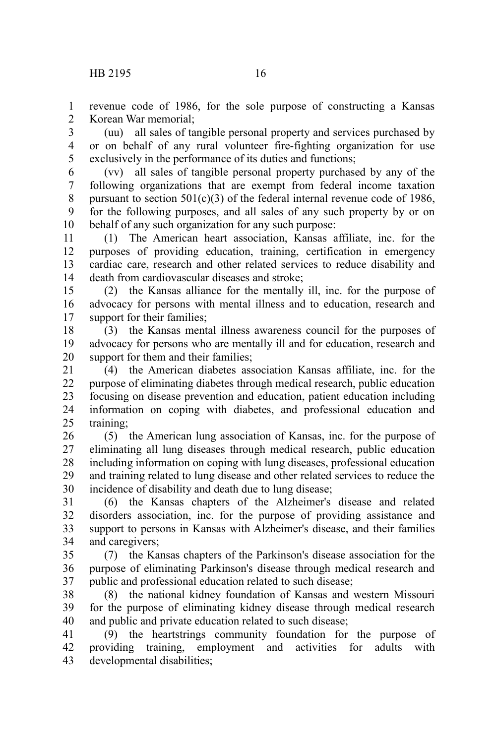revenue code of 1986, for the sole purpose of constructing a Kansas Korean War memorial;

(uu) all sales of tangible personal property and services purchased by or on behalf of any rural volunteer fire-fighting organization for use exclusively in the performance of its duties and functions;

(vv) all sales of tangible personal property purchased by any of the following organizations that are exempt from federal income taxation pursuant to section 501(c)(3) of the federal internal revenue code of 1986, for the following purposes, and all sales of any such property by or on behalf of any such organization for any such purpose:

(1) The American heart association, Kansas affiliate, inc. for the purposes of providing education, training, certification in emergency cardiac care, research and other related services to reduce disability and death from cardiovascular diseases and stroke;

(2) the Kansas alliance for the mentally ill, inc. for the purpose of advocacy for persons with mental illness and to education, research and support for their families;

(3) the Kansas mental illness awareness council for the purposes of advocacy for persons who are mentally ill and for education, research and support for them and their families;

(4) the American diabetes association Kansas affiliate, inc. for the purpose of eliminating diabetes through medical research, public education focusing on disease prevention and education, patient education including information on coping with diabetes, and professional education and training;

(5) the American lung association of Kansas, inc. for the purpose of eliminating all lung diseases through medical research, public education including information on coping with lung diseases, professional education and training related to lung disease and other related services to reduce the incidence of disability and death due to lung disease;

(6) the Kansas chapters of the Alzheimer's disease and related disorders association, inc. for the purpose of providing assistance and support to persons in Kansas with Alzheimer's disease, and their families and caregivers;

(7) the Kansas chapters of the Parkinson's disease association for the purpose of eliminating Parkinson's disease through medical research and public and professional education related to such disease;

(8) the national kidney foundation of Kansas and western Missouri for the purpose of eliminating kidney disease through medical research and public and private education related to such disease;

(9) the heartstrings community foundation for the purpose of providing training, employment and activities for adults with developmental disabilities;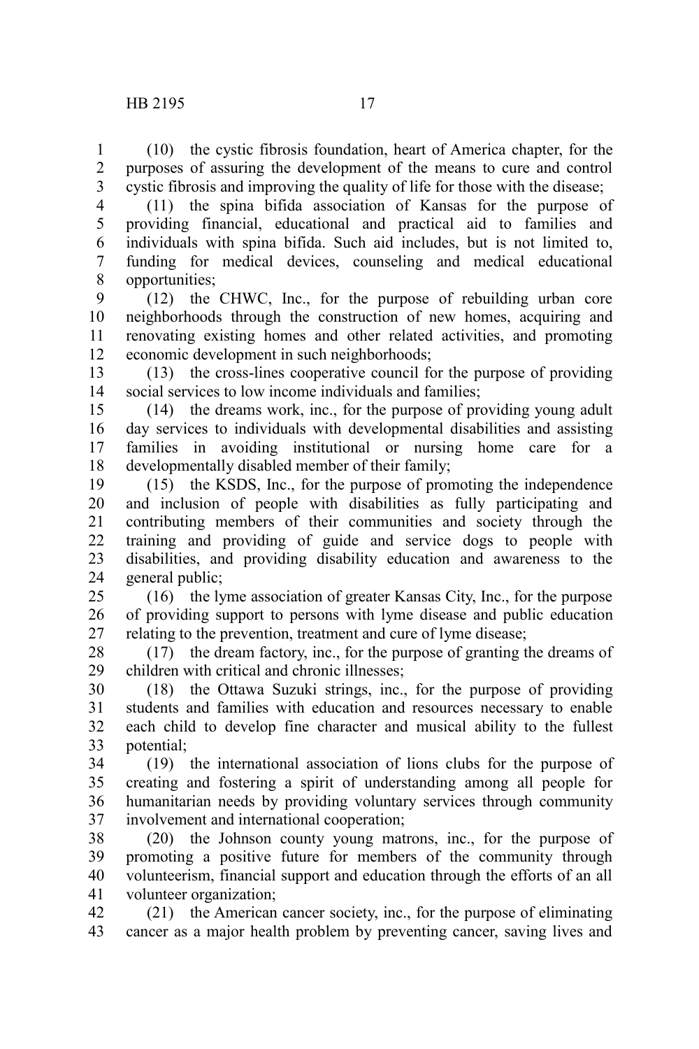(10) the cystic fibrosis foundation, heart of America chapter, for the purposes of assuring the development of the means to cure and control cystic fibrosis and improving the quality of life for those with the disease;

(11) the spina bifida association of Kansas for the purpose of providing financial, educational and practical aid to families and individuals with spina bifida. Such aid includes, but is not limited to, funding for medical devices, counseling and medical educational opportunities;

(12) the CHWC, Inc., for the purpose of rebuilding urban core neighborhoods through the construction of new homes, acquiring and renovating existing homes and other related activities, and promoting economic development in such neighborhoods;

(13) the cross-lines cooperative council for the purpose of providing social services to low income individuals and families;

(14) the dreams work, inc., for the purpose of providing young adult day services to individuals with developmental disabilities and assisting families in avoiding institutional or nursing home care for a developmentally disabled member of their family;

(15) the KSDS, Inc., for the purpose of promoting the independence and inclusion of people with disabilities as fully participating and contributing members of their communities and society through the training and providing of guide and service dogs to people with disabilities, and providing disability education and awareness to the general public;

(16) the lyme association of greater Kansas City, Inc., for the purpose of providing support to persons with lyme disease and public education relating to the prevention, treatment and cure of lyme disease;

(17) the dream factory, inc., for the purpose of granting the dreams of children with critical and chronic illnesses;

(18) the Ottawa Suzuki strings, inc., for the purpose of providing students and families with education and resources necessary to enable each child to develop fine character and musical ability to the fullest potential;

(19) the international association of lions clubs for the purpose of creating and fostering a spirit of understanding among all people for humanitarian needs by providing voluntary services through community involvement and international cooperation;

(20) the Johnson county young matrons, inc., for the purpose of promoting a positive future for members of the community through volunteerism, financial support and education through the efforts of an all volunteer organization;

(21) the American cancer society, inc., for the purpose of eliminating cancer as a major health problem by preventing cancer, saving lives and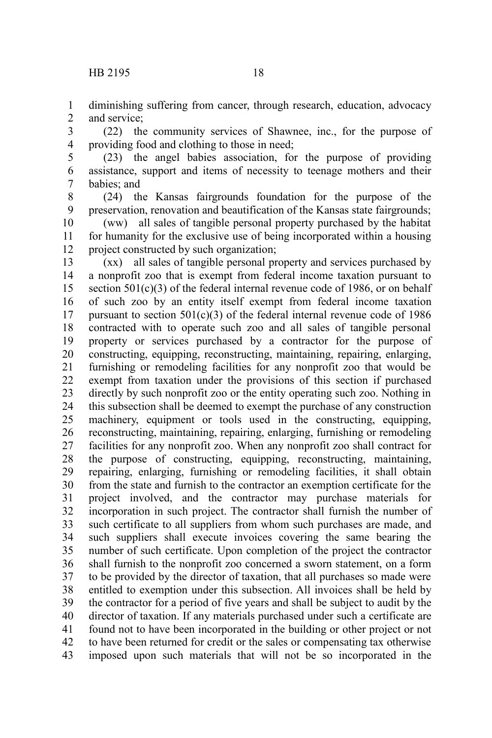diminishing suffering from cancer, through research, education, advocacy and service;

(22) the community services of Shawnee, inc., for the purpose of providing food and clothing to those in need;

(23) the angel babies association, for the purpose of providing assistance, support and items of necessity to teenage mothers and their babies; and

(24) the Kansas fairgrounds foundation for the purpose of the preservation, renovation and beautification of the Kansas state fairgrounds;

(ww) all sales of tangible personal property purchased by the habitat for humanity for the exclusive use of being incorporated within a housing project constructed by such organization;

(xx) all sales of tangible personal property and services purchased by a nonprofit zoo that is exempt from federal income taxation pursuant to section 501(c)(3) of the federal internal revenue code of 1986, or on behalf of such zoo by an entity itself exempt from federal income taxation pursuant to section 501(c)(3) of the federal internal revenue code of 1986 contracted with to operate such zoo and all sales of tangible personal property or services purchased by a contractor for the purpose of constructing, equipping, reconstructing, maintaining, repairing, enlarging, furnishing or remodeling facilities for any nonprofit zoo that would be exempt from taxation under the provisions of this section if purchased directly by such nonprofit zoo or the entity operating such zoo. Nothing in this subsection shall be deemed to exempt the purchase of any construction machinery, equipment or tools used in the constructing, equipping, reconstructing, maintaining, repairing, enlarging, furnishing or remodeling facilities for any nonprofit zoo. When any nonprofit zoo shall contract for the purpose of constructing, equipping, reconstructing, maintaining, repairing, enlarging, furnishing or remodeling facilities, it shall obtain from the state and furnish to the contractor an exemption certificate for the project involved, and the contractor may purchase materials for incorporation in such project. The contractor shall furnish the number of such certificate to all suppliers from whom such purchases are made, and such suppliers shall execute invoices covering the same bearing the number of such certificate. Upon completion of the project the contractor shall furnish to the nonprofit zoo concerned a sworn statement, on a form to be provided by the director of taxation, that all purchases so made were entitled to exemption under this subsection. All invoices shall be held by the contractor for a period of five years and shall be subject to audit by the director of taxation. If any materials purchased under such a certificate are found not to have been incorporated in the building or other project or not to have been returned for credit or the sales or compensating tax otherwise imposed upon such materials that will not be so incorporated in the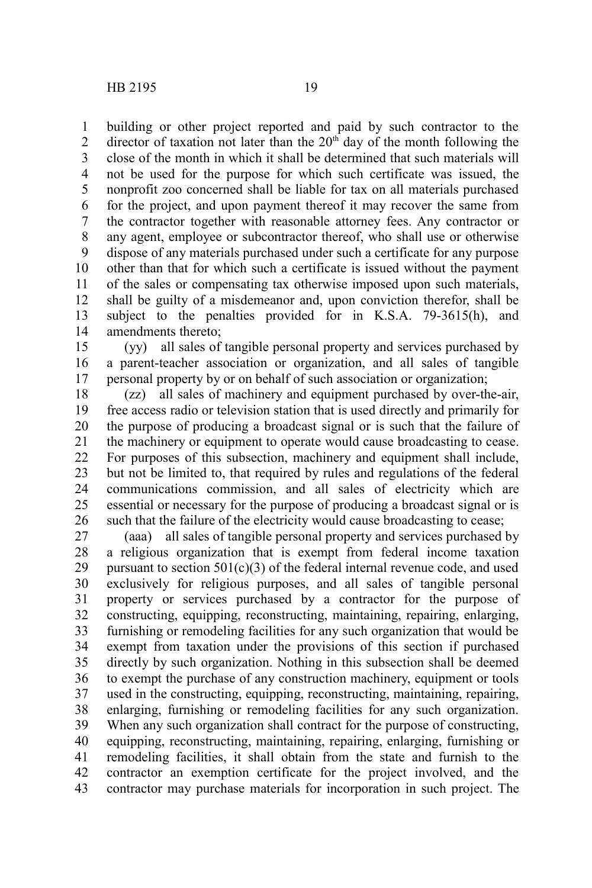building or other project reported and paid by such contractor to the director of taxation not later than the 20th day of the month following the close of the month in which it shall be determined that such materials will not be used for the purpose for which such certificate was issued, the nonprofit zoo concerned shall be liable for tax on all materials purchased for the project, and upon payment thereof it may recover the same from the contractor together with reasonable attorney fees. Any contractor or any agent, employee or subcontractor thereof, who shall use or otherwise dispose of any materials purchased under such a certificate for any purpose other than that for which such a certificate is issued without the payment of the sales or compensating tax otherwise imposed upon such materials, shall be guilty of a misdemeanor and, upon conviction therefor, shall be subject to the penalties provided for in K.S.A. 79-3615(h), and amendments thereto;

(yy) all sales of tangible personal property and services purchased by a parent-teacher association or organization, and all sales of tangible personal property by or on behalf of such association or organization;

(zz) all sales of machinery and equipment purchased by over-the-air, free access radio or television station that is used directly and primarily for the purpose of producing a broadcast signal or is such that the failure of the machinery or equipment to operate would cause broadcasting to cease. For purposes of this subsection, machinery and equipment shall include, but not be limited to, that required by rules and regulations of the federal communications commission, and all sales of electricity which are essential or necessary for the purpose of producing a broadcast signal or is such that the failure of the electricity would cause broadcasting to cease;

(aaa) all sales of tangible personal property and services purchased by a religious organization that is exempt from federal income taxation pursuant to section 501(c)(3) of the federal internal revenue code, and used exclusively for religious purposes, and all sales of tangible personal property or services purchased by a contractor for the purpose of constructing, equipping, reconstructing, maintaining, repairing, enlarging, furnishing or remodeling facilities for any such organization that would be exempt from taxation under the provisions of this section if purchased directly by such organization. Nothing in this subsection shall be deemed to exempt the purchase of any construction machinery, equipment or tools used in the constructing, equipping, reconstructing, maintaining, repairing, enlarging, furnishing or remodeling facilities for any such organization. When any such organization shall contract for the purpose of constructing, equipping, reconstructing, maintaining, repairing, enlarging, furnishing or remodeling facilities, it shall obtain from the state and furnish to the contractor an exemption certificate for the project involved, and the contractor may purchase materials for incorporation in such project. The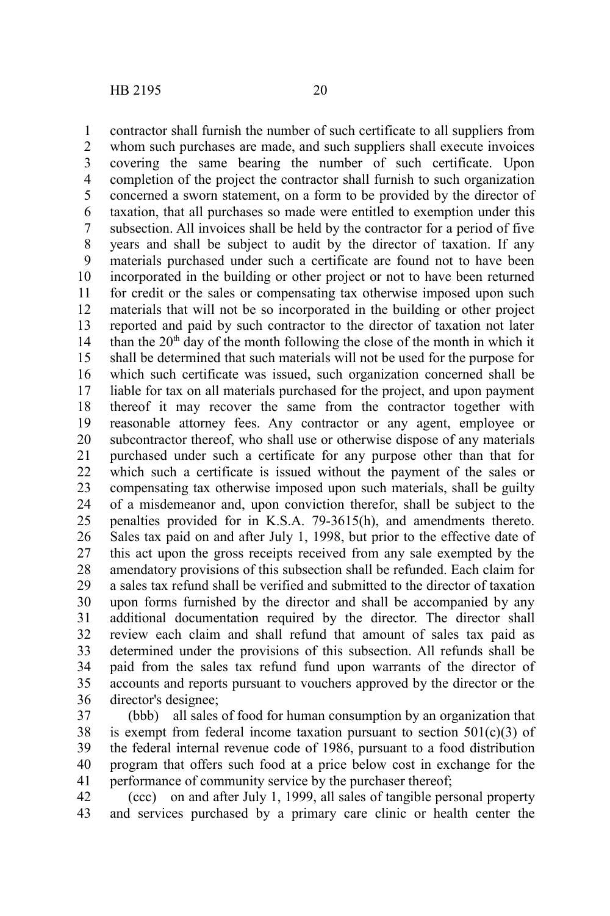contractor shall furnish the number of such certificate to all suppliers from whom such purchases are made, and such suppliers shall execute invoices covering the same bearing the number of such certificate. Upon completion of the project the contractor shall furnish to such organization concerned a sworn statement, on a form to be provided by the director of taxation, that all purchases so made were entitled to exemption under this subsection. All invoices shall be held by the contractor for a period of five years and shall be subject to audit by the director of taxation. If any materials purchased under such a certificate are found not to have been incorporated in the building or other project or not to have been returned for credit or the sales or compensating tax otherwise imposed upon such materials that will not be so incorporated in the building or other project reported and paid by such contractor to the director of taxation not later than the 20th day of the month following the close of the month in which it shall be determined that such materials will not be used for the purpose for which such certificate was issued, such organization concerned shall be liable for tax on all materials purchased for the project, and upon payment thereof it may recover the same from the contractor together with reasonable attorney fees. Any contractor or any agent, employee or subcontractor thereof, who shall use or otherwise dispose of any materials purchased under such a certificate for any purpose other than that for which such a certificate is issued without the payment of the sales or compensating tax otherwise imposed upon such materials, shall be guilty of a misdemeanor and, upon conviction therefor, shall be subject to the penalties provided for in K.S.A. 79-3615(h), and amendments thereto. Sales tax paid on and after July 1, 1998, but prior to the effective date of this act upon the gross receipts received from any sale exempted by the amendatory provisions of this subsection shall be refunded. Each claim for a sales tax refund shall be verified and submitted to the director of taxation upon forms furnished by the director and shall be accompanied by any additional documentation required by the director. The director shall review each claim and shall refund that amount of sales tax paid as determined under the provisions of this subsection. All refunds shall be paid from the sales tax refund fund upon warrants of the director of accounts and reports pursuant to vouchers approved by the director or the director's designee;

(bbb) all sales of food for human consumption by an organization that is exempt from federal income taxation pursuant to section 501(c)(3) of the federal internal revenue code of 1986, pursuant to a food distribution program that offers such food at a price below cost in exchange for the performance of community service by the purchaser thereof;

(ccc) on and after July 1, 1999, all sales of tangible personal property and services purchased by a primary care clinic or health center the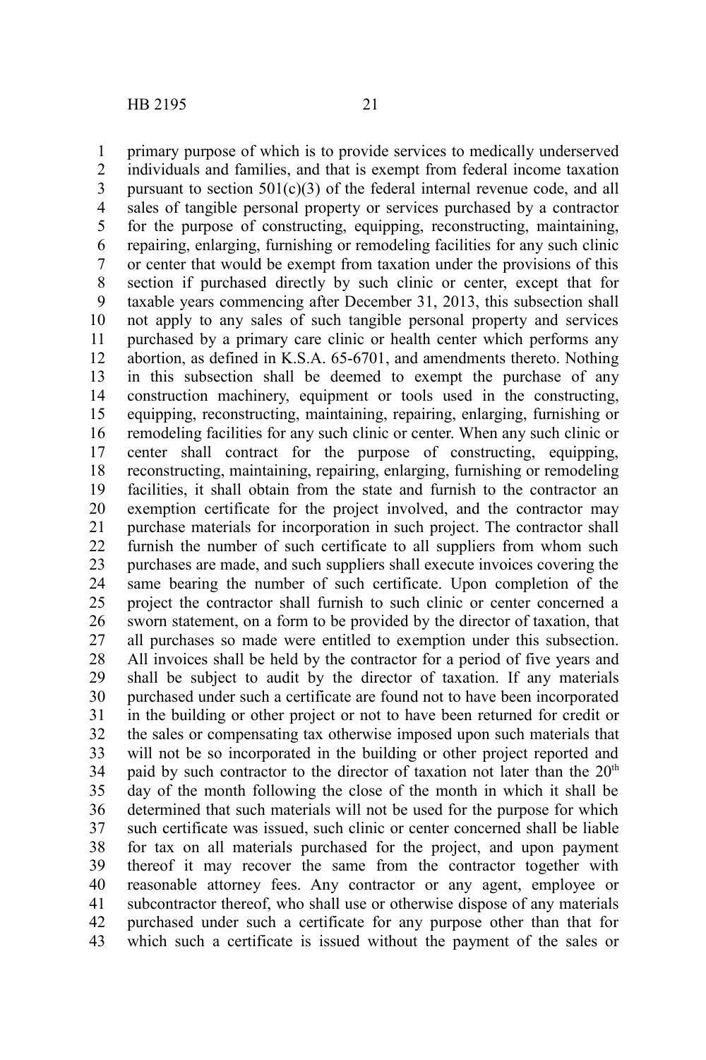primary purpose of which is to provide services to medically underserved individuals and families, and that is exempt from federal income taxation pursuant to section 501(c)(3) of the federal internal revenue code, and all sales of tangible personal property or services purchased by a contractor for the purpose of constructing, equipping, reconstructing, maintaining, repairing, enlarging, furnishing or remodeling facilities for any such clinic or center that would be exempt from taxation under the provisions of this section if purchased directly by such clinic or center, except that for taxable years commencing after December 31, 2013, this subsection shall not apply to any sales of such tangible personal property and services purchased by a primary care clinic or health center which performs any abortion, as defined in K.S.A. 65-6701, and amendments thereto. Nothing in this subsection shall be deemed to exempt the purchase of any construction machinery, equipment or tools used in the constructing, equipping, reconstructing, maintaining, repairing, enlarging, furnishing or remodeling facilities for any such clinic or center. When any such clinic or center shall contract for the purpose of constructing, equipping, reconstructing, maintaining, repairing, enlarging, furnishing or remodeling facilities, it shall obtain from the state and furnish to the contractor an exemption certificate for the project involved, and the contractor may purchase materials for incorporation in such project. The contractor shall furnish the number of such certificate to all suppliers from whom such purchases are made, and such suppliers shall execute invoices covering the same bearing the number of such certificate. Upon completion of the project the contractor shall furnish to such clinic or center concerned a sworn statement, on a form to be provided by the director of taxation, that all purchases so made were entitled to exemption under this subsection. All invoices shall be held by the contractor for a period of five years and shall be subject to audit by the director of taxation. If any materials purchased under such a certificate are found not to have been incorporated in the building or other project or not to have been returned for credit or the sales or compensating tax otherwise imposed upon such materials that will not be so incorporated in the building or other project reported and paid by such contractor to the director of taxation not later than the 20th day of the month following the close of the month in which it shall be determined that such materials will not be used for the purpose for which such certificate was issued, such clinic or center concerned shall be liable for tax on all materials purchased for the project, and upon payment thereof it may recover the same from the contractor together with reasonable attorney fees. Any contractor or any agent, employee or subcontractor thereof, who shall use or otherwise dispose of any materials purchased under such a certificate for any purpose other than that for which such a certificate is issued without the payment of the sales or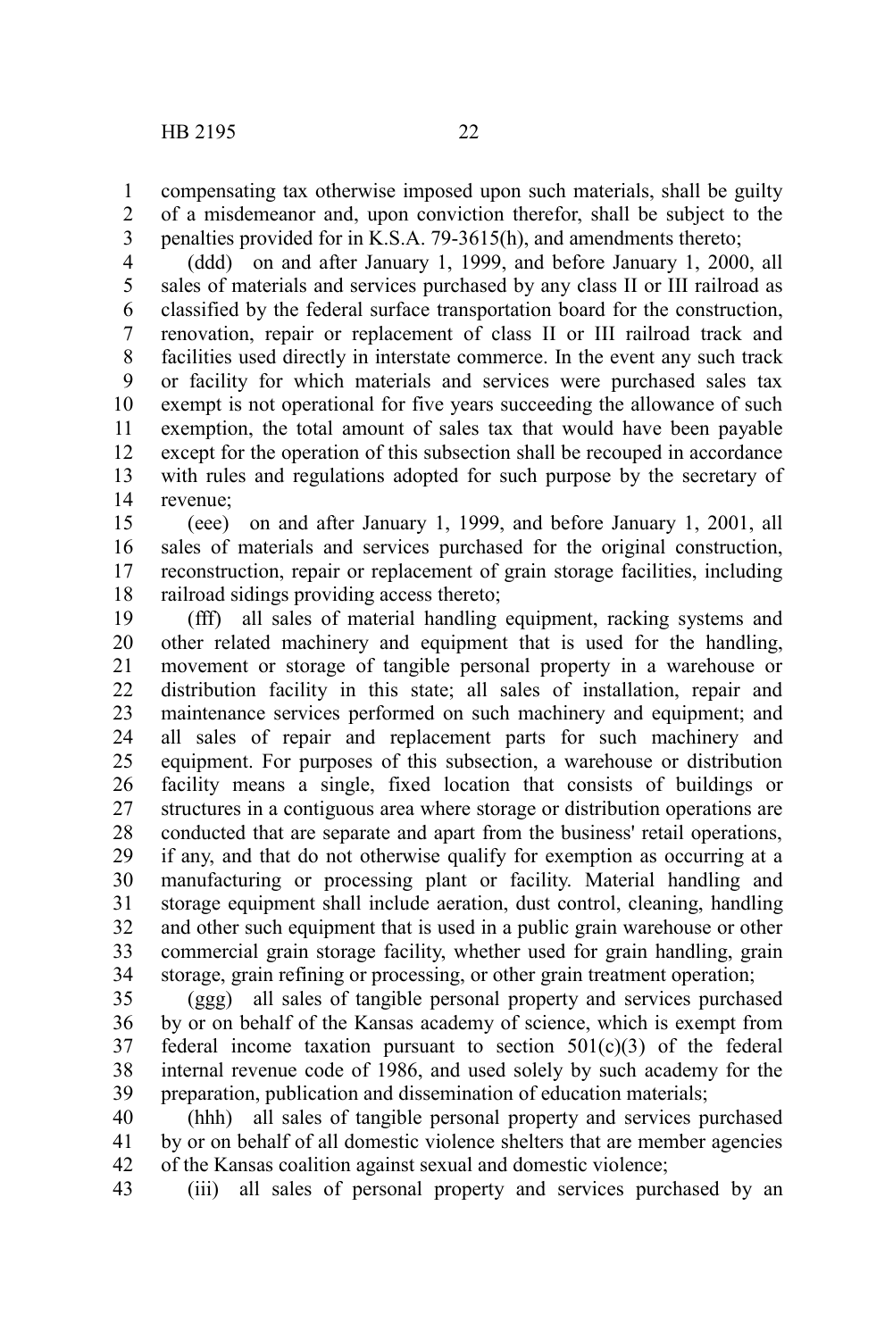compensating tax otherwise imposed upon such materials, shall be guilty of a misdemeanor and, upon conviction therefor, shall be subject to the penalties provided for in K.S.A. 79-3615(h), and amendments thereto;

(ddd) on and after January 1, 1999, and before January 1, 2000, all sales of materials and services purchased by any class II or III railroad as classified by the federal surface transportation board for the construction, renovation, repair or replacement of class II or III railroad track and facilities used directly in interstate commerce. In the event any such track or facility for which materials and services were purchased sales tax exempt is not operational for five years succeeding the allowance of such exemption, the total amount of sales tax that would have been payable except for the operation of this subsection shall be recouped in accordance with rules and regulations adopted for such purpose by the secretary of revenue;

(eee) on and after January 1, 1999, and before January 1, 2001, all sales of materials and services purchased for the original construction, reconstruction, repair or replacement of grain storage facilities, including railroad sidings providing access thereto;

(fff) all sales of material handling equipment, racking systems and other related machinery and equipment that is used for the handling, movement or storage of tangible personal property in a warehouse or distribution facility in this state; all sales of installation, repair and maintenance services performed on such machinery and equipment; and all sales of repair and replacement parts for such machinery and equipment. For purposes of this subsection, a warehouse or distribution facility means a single, fixed location that consists of buildings or structures in a contiguous area where storage or distribution operations are conducted that are separate and apart from the business' retail operations, if any, and that do not otherwise qualify for exemption as occurring at a manufacturing or processing plant or facility. Material handling and storage equipment shall include aeration, dust control, cleaning, handling and other such equipment that is used in a public grain warehouse or other commercial grain storage facility, whether used for grain handling, grain storage, grain refining or processing, or other grain treatment operation;

(ggg) all sales of tangible personal property and services purchased by or on behalf of the Kansas academy of science, which is exempt from federal income taxation pursuant to section 501(c)(3) of the federal internal revenue code of 1986, and used solely by such academy for the preparation, publication and dissemination of education materials;

(hhh) all sales of tangible personal property and services purchased by or on behalf of all domestic violence shelters that are member agencies of the Kansas coalition against sexual and domestic violence;

(iii) all sales of personal property and services purchased by an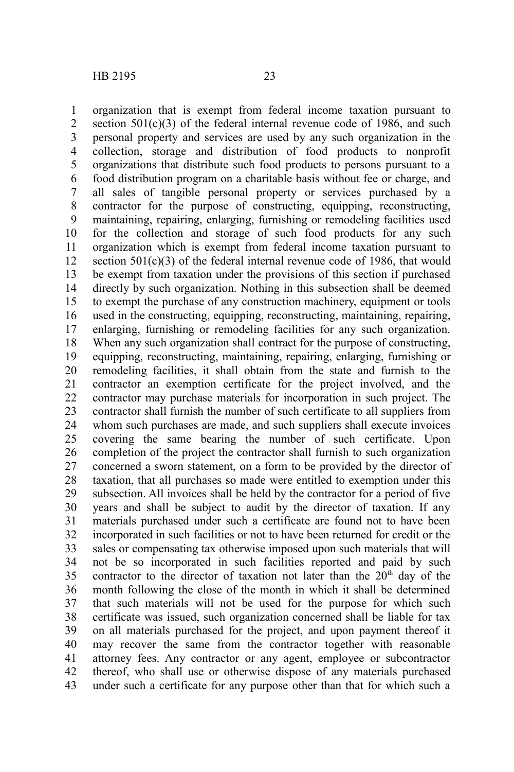organization that is exempt from federal income taxation pursuant to section 501(c)(3) of the federal internal revenue code of 1986, and such personal property and services are used by any such organization in the collection, storage and distribution of food products to nonprofit organizations that distribute such food products to persons pursuant to a food distribution program on a charitable basis without fee or charge, and all sales of tangible personal property or services purchased by a contractor for the purpose of constructing, equipping, reconstructing, maintaining, repairing, enlarging, furnishing or remodeling facilities used for the collection and storage of such food products for any such organization which is exempt from federal income taxation pursuant to section 501(c)(3) of the federal internal revenue code of 1986, that would be exempt from taxation under the provisions of this section if purchased directly by such organization. Nothing in this subsection shall be deemed to exempt the purchase of any construction machinery, equipment or tools used in the constructing, equipping, reconstructing, maintaining, repairing, enlarging, furnishing or remodeling facilities for any such organization. When any such organization shall contract for the purpose of constructing, equipping, reconstructing, maintaining, repairing, enlarging, furnishing or remodeling facilities, it shall obtain from the state and furnish to the contractor an exemption certificate for the project involved, and the contractor may purchase materials for incorporation in such project. The contractor shall furnish the number of such certificate to all suppliers from whom such purchases are made, and such suppliers shall execute invoices covering the same bearing the number of such certificate. Upon completion of the project the contractor shall furnish to such organization concerned a sworn statement, on a form to be provided by the director of taxation, that all purchases so made were entitled to exemption under this subsection. All invoices shall be held by the contractor for a period of five years and shall be subject to audit by the director of taxation. If any materials purchased under such a certificate are found not to have been incorporated in such facilities or not to have been returned for credit or the sales or compensating tax otherwise imposed upon such materials that will not be so incorporated in such facilities reported and paid by such contractor to the director of taxation not later than the 20th day of the month following the close of the month in which it shall be determined that such materials will not be used for the purpose for which such certificate was issued, such organization concerned shall be liable for tax on all materials purchased for the project, and upon payment thereof it may recover the same from the contractor together with reasonable attorney fees. Any contractor or any agent, employee or subcontractor thereof, who shall use or otherwise dispose of any materials purchased under such a certificate for any purpose other than that for which such a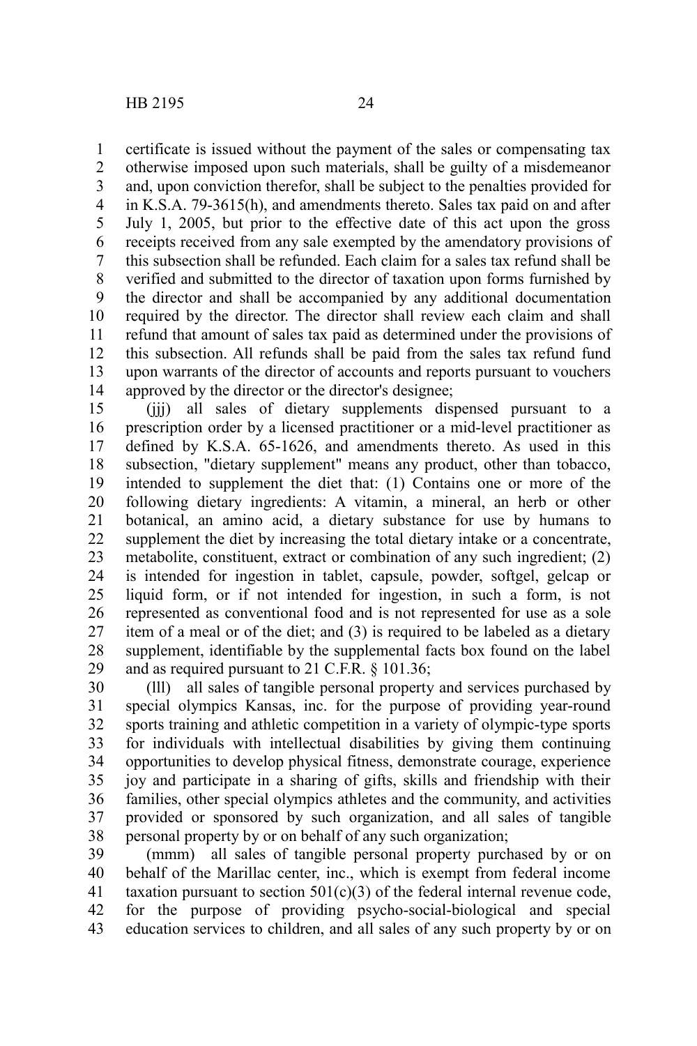certificate is issued without the payment of the sales or compensating tax otherwise imposed upon such materials, shall be guilty of a misdemeanor and, upon conviction therefor, shall be subject to the penalties provided for in K.S.A. 79-3615(h), and amendments thereto. Sales tax paid on and after July 1, 2005, but prior to the effective date of this act upon the gross receipts received from any sale exempted by the amendatory provisions of this subsection shall be refunded. Each claim for a sales tax refund shall be verified and submitted to the director of taxation upon forms furnished by the director and shall be accompanied by any additional documentation required by the director. The director shall review each claim and shall refund that amount of sales tax paid as determined under the provisions of this subsection. All refunds shall be paid from the sales tax refund fund upon warrants of the director of accounts and reports pursuant to vouchers approved by the director or the director's designee;

(jjj) all sales of dietary supplements dispensed pursuant to a prescription order by a licensed practitioner or a mid-level practitioner as defined by K.S.A. 65-1626, and amendments thereto. As used in this subsection, "dietary supplement" means any product, other than tobacco, intended to supplement the diet that: (1) Contains one or more of the following dietary ingredients: A vitamin, a mineral, an herb or other botanical, an amino acid, a dietary substance for use by humans to supplement the diet by increasing the total dietary intake or a concentrate, metabolite, constituent, extract or combination of any such ingredient; (2) is intended for ingestion in tablet, capsule, powder, softgel, gelcap or liquid form, or if not intended for ingestion, in such a form, is not represented as conventional food and is not represented for use as a sole item of a meal or of the diet; and (3) is required to be labeled as a dietary supplement, identifiable by the supplemental facts box found on the label and as required pursuant to 21 C.F.R. § 101.36;

(lll) all sales of tangible personal property and services purchased by special olympics Kansas, inc. for the purpose of providing year-round sports training and athletic competition in a variety of olympic-type sports for individuals with intellectual disabilities by giving them continuing opportunities to develop physical fitness, demonstrate courage, experience joy and participate in a sharing of gifts, skills and friendship with their families, other special olympics athletes and the community, and activities provided or sponsored by such organization, and all sales of tangible personal property by or on behalf of any such organization;

(mmm) all sales of tangible personal property purchased by or on behalf of the Marillac center, inc., which is exempt from federal income taxation pursuant to section 501(c)(3) of the federal internal revenue code, for the purpose of providing psycho-social-biological and special education services to children, and all sales of any such property by or on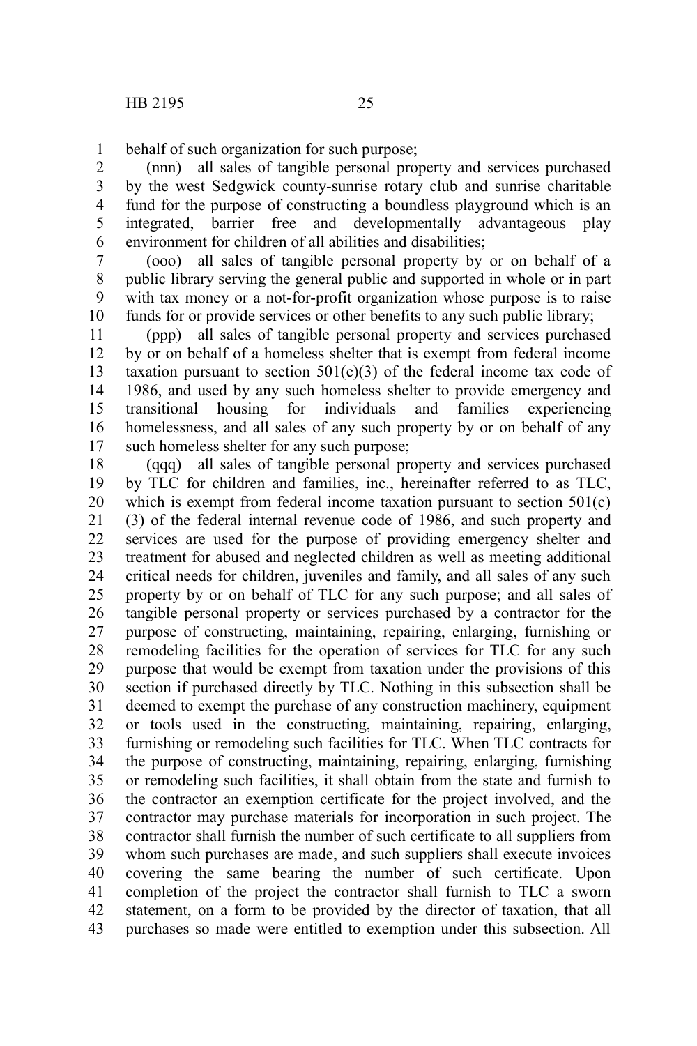behalf of such organization for such purpose;

(nnn) all sales of tangible personal property and services purchased by the west Sedgwick county-sunrise rotary club and sunrise charitable fund for the purpose of constructing a boundless playground which is an integrated, barrier free and developmentally advantageous play environment for children of all abilities and disabilities;

(ooo) all sales of tangible personal property by or on behalf of a public library serving the general public and supported in whole or in part with tax money or a not-for-profit organization whose purpose is to raise funds for or provide services or other benefits to any such public library;

(ppp) all sales of tangible personal property and services purchased by or on behalf of a homeless shelter that is exempt from federal income taxation pursuant to section 501(c)(3) of the federal income tax code of 1986, and used by any such homeless shelter to provide emergency and transitional housing for individuals and families experiencing homelessness, and all sales of any such property by or on behalf of any such homeless shelter for any such purpose;

(qqq) all sales of tangible personal property and services purchased by TLC for children and families, inc., hereinafter referred to as TLC, which is exempt from federal income taxation pursuant to section 501(c)(3) of the federal internal revenue code of 1986, and such property and services are used for the purpose of providing emergency shelter and treatment for abused and neglected children as well as meeting additional critical needs for children, juveniles and family, and all sales of any such property by or on behalf of TLC for any such purpose; and all sales of tangible personal property or services purchased by a contractor for the purpose of constructing, maintaining, repairing, enlarging, furnishing or remodeling facilities for the operation of services for TLC for any such purpose that would be exempt from taxation under the provisions of this section if purchased directly by TLC. Nothing in this subsection shall be deemed to exempt the purchase of any construction machinery, equipment or tools used in the constructing, maintaining, repairing, enlarging, furnishing or remodeling such facilities for TLC. When TLC contracts for the purpose of constructing, maintaining, repairing, enlarging, furnishing or remodeling such facilities, it shall obtain from the state and furnish to the contractor an exemption certificate for the project involved, and the contractor may purchase materials for incorporation in such project. The contractor shall furnish the number of such certificate to all suppliers from whom such purchases are made, and such suppliers shall execute invoices covering the same bearing the number of such certificate. Upon completion of the project the contractor shall furnish to TLC a sworn statement, on a form to be provided by the director of taxation, that all purchases so made were entitled to exemption under this subsection. All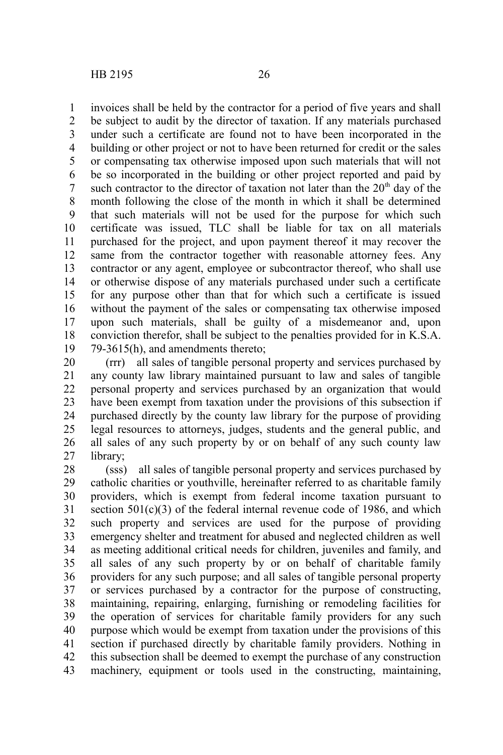invoices shall be held by the contractor for a period of five years and shall be subject to audit by the director of taxation. If any materials purchased under such a certificate are found not to have been incorporated in the building or other project or not to have been returned for credit or the sales or compensating tax otherwise imposed upon such materials that will not be so incorporated in the building or other project reported and paid by such contractor to the director of taxation not later than the 20th day of the month following the close of the month in which it shall be determined that such materials will not be used for the purpose for which such certificate was issued, TLC shall be liable for tax on all materials purchased for the project, and upon payment thereof it may recover the same from the contractor together with reasonable attorney fees. Any contractor or any agent, employee or subcontractor thereof, who shall use or otherwise dispose of any materials purchased under such a certificate for any purpose other than that for which such a certificate is issued without the payment of the sales or compensating tax otherwise imposed upon such materials, shall be guilty of a misdemeanor and, upon conviction therefor, shall be subject to the penalties provided for in K.S.A. 79-3615(h), and amendments thereto;

(rrr) all sales of tangible personal property and services purchased by any county law library maintained pursuant to law and sales of tangible personal property and services purchased by an organization that would have been exempt from taxation under the provisions of this subsection if purchased directly by the county law library for the purpose of providing legal resources to attorneys, judges, students and the general public, and all sales of any such property by or on behalf of any such county law library;

(sss) all sales of tangible personal property and services purchased by catholic charities or youthville, hereinafter referred to as charitable family providers, which is exempt from federal income taxation pursuant to section 501(c)(3) of the federal internal revenue code of 1986, and which such property and services are used for the purpose of providing emergency shelter and treatment for abused and neglected children as well as meeting additional critical needs for children, juveniles and family, and all sales of any such property by or on behalf of charitable family providers for any such purpose; and all sales of tangible personal property or services purchased by a contractor for the purpose of constructing, maintaining, repairing, enlarging, furnishing or remodeling facilities for the operation of services for charitable family providers for any such purpose which would be exempt from taxation under the provisions of this section if purchased directly by charitable family providers. Nothing in this subsection shall be deemed to exempt the purchase of any construction machinery, equipment or tools used in the constructing, maintaining,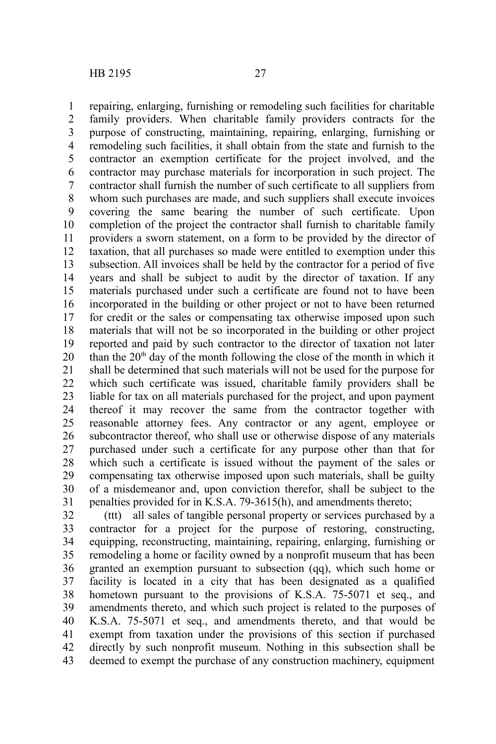repairing, enlarging, furnishing or remodeling such facilities for charitable family providers. When charitable family providers contracts for the purpose of constructing, maintaining, repairing, enlarging, furnishing or remodeling such facilities, it shall obtain from the state and furnish to the contractor an exemption certificate for the project involved, and the contractor may purchase materials for incorporation in such project. The contractor shall furnish the number of such certificate to all suppliers from whom such purchases are made, and such suppliers shall execute invoices covering the same bearing the number of such certificate. Upon completion of the project the contractor shall furnish to charitable family providers a sworn statement, on a form to be provided by the director of taxation, that all purchases so made were entitled to exemption under this subsection. All invoices shall be held by the contractor for a period of five years and shall be subject to audit by the director of taxation. If any materials purchased under such a certificate are found not to have been incorporated in the building or other project or not to have been returned for credit or the sales or compensating tax otherwise imposed upon such materials that will not be so incorporated in the building or other project reported and paid by such contractor to the director of taxation not later than the 20th day of the month following the close of the month in which it shall be determined that such materials will not be used for the purpose for which such certificate was issued, charitable family providers shall be liable for tax on all materials purchased for the project, and upon payment thereof it may recover the same from the contractor together with reasonable attorney fees. Any contractor or any agent, employee or subcontractor thereof, who shall use or otherwise dispose of any materials purchased under such a certificate for any purpose other than that for which such a certificate is issued without the payment of the sales or compensating tax otherwise imposed upon such materials, shall be guilty of a misdemeanor and, upon conviction therefor, shall be subject to the penalties provided for in K.S.A. 79-3615(h), and amendments thereto;

(ttt) all sales of tangible personal property or services purchased by a contractor for a project for the purpose of restoring, constructing, equipping, reconstructing, maintaining, repairing, enlarging, furnishing or remodeling a home or facility owned by a nonprofit museum that has been granted an exemption pursuant to subsection (qq), which such home or facility is located in a city that has been designated as a qualified hometown pursuant to the provisions of K.S.A. 75-5071 et seq., and amendments thereto, and which such project is related to the purposes of K.S.A. 75-5071 et seq., and amendments thereto, and that would be exempt from taxation under the provisions of this section if purchased directly by such nonprofit museum. Nothing in this subsection shall be deemed to exempt the purchase of any construction machinery, equipment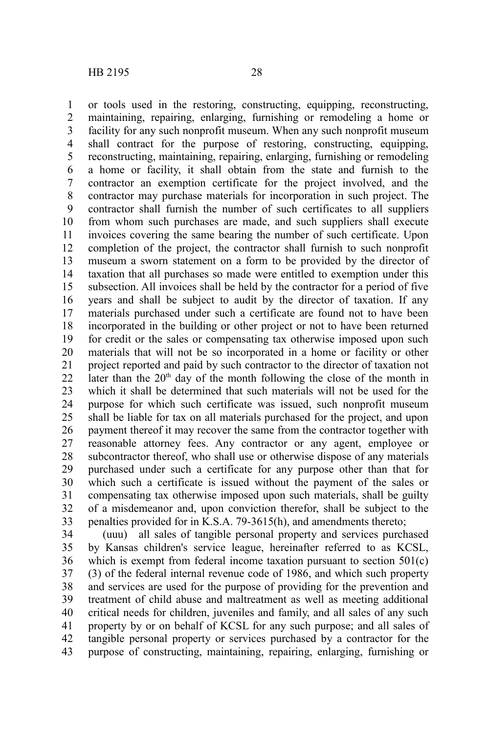or tools used in the restoring, constructing, equipping, reconstructing, maintaining, repairing, enlarging, furnishing or remodeling a home or facility for any such nonprofit museum. When any such nonprofit museum shall contract for the purpose of restoring, constructing, equipping, reconstructing, maintaining, repairing, enlarging, furnishing or remodeling a home or facility, it shall obtain from the state and furnish to the contractor an exemption certificate for the project involved, and the contractor may purchase materials for incorporation in such project. The contractor shall furnish the number of such certificates to all suppliers from whom such purchases are made, and such suppliers shall execute invoices covering the same bearing the number of such certificate. Upon completion of the project, the contractor shall furnish to such nonprofit museum a sworn statement on a form to be provided by the director of taxation that all purchases so made were entitled to exemption under this subsection. All invoices shall be held by the contractor for a period of five years and shall be subject to audit by the director of taxation. If any materials purchased under such a certificate are found not to have been incorporated in the building or other project or not to have been returned for credit or the sales or compensating tax otherwise imposed upon such materials that will not be so incorporated in a home or facility or other project reported and paid by such contractor to the director of taxation not later than the 20th day of the month following the close of the month in which it shall be determined that such materials will not be used for the purpose for which such certificate was issued, such nonprofit museum shall be liable for tax on all materials purchased for the project, and upon payment thereof it may recover the same from the contractor together with reasonable attorney fees. Any contractor or any agent, employee or subcontractor thereof, who shall use or otherwise dispose of any materials purchased under such a certificate for any purpose other than that for which such a certificate is issued without the payment of the sales or compensating tax otherwise imposed upon such materials, shall be guilty of a misdemeanor and, upon conviction therefor, shall be subject to the penalties provided for in K.S.A. 79-3615(h), and amendments thereto;

(uuu) all sales of tangible personal property and services purchased by Kansas children's service league, hereinafter referred to as KCSL, which is exempt from federal income taxation pursuant to section 501(c)(3) of the federal internal revenue code of 1986, and which such property and services are used for the purpose of providing for the prevention and treatment of child abuse and maltreatment as well as meeting additional critical needs for children, juveniles and family, and all sales of any such property by or on behalf of KCSL for any such purpose; and all sales of tangible personal property or services purchased by a contractor for the purpose of constructing, maintaining, repairing, enlarging, furnishing or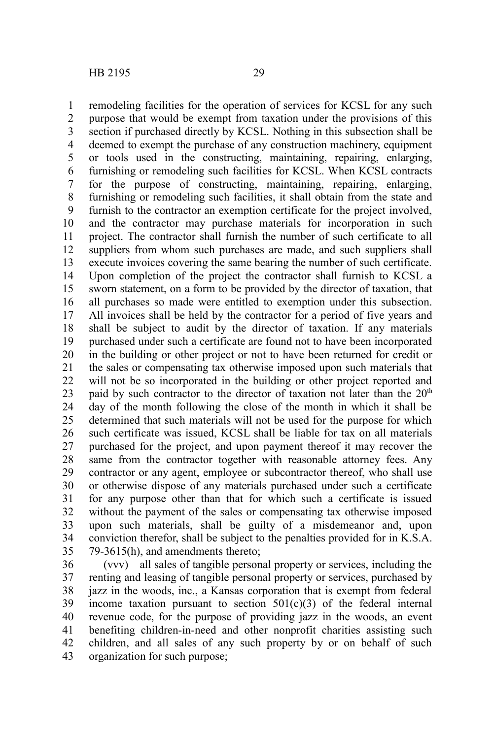remodeling facilities for the operation of services for KCSL for any such purpose that would be exempt from taxation under the provisions of this section if purchased directly by KCSL. Nothing in this subsection shall be deemed to exempt the purchase of any construction machinery, equipment or tools used in the constructing, maintaining, repairing, enlarging, furnishing or remodeling such facilities for KCSL. When KCSL contracts for the purpose of constructing, maintaining, repairing, enlarging, furnishing or remodeling such facilities, it shall obtain from the state and furnish to the contractor an exemption certificate for the project involved, and the contractor may purchase materials for incorporation in such project. The contractor shall furnish the number of such certificate to all suppliers from whom such purchases are made, and such suppliers shall execute invoices covering the same bearing the number of such certificate. Upon completion of the project the contractor shall furnish to KCSL a sworn statement, on a form to be provided by the director of taxation, that all purchases so made were entitled to exemption under this subsection. All invoices shall be held by the contractor for a period of five years and shall be subject to audit by the director of taxation. If any materials purchased under such a certificate are found not to have been incorporated in the building or other project or not to have been returned for credit or the sales or compensating tax otherwise imposed upon such materials that will not be so incorporated in the building or other project reported and paid by such contractor to the director of taxation not later than the 20th day of the month following the close of the month in which it shall be determined that such materials will not be used for the purpose for which such certificate was issued, KCSL shall be liable for tax on all materials purchased for the project, and upon payment thereof it may recover the same from the contractor together with reasonable attorney fees. Any contractor or any agent, employee or subcontractor thereof, who shall use or otherwise dispose of any materials purchased under such a certificate for any purpose other than that for which such a certificate is issued without the payment of the sales or compensating tax otherwise imposed upon such materials, shall be guilty of a misdemeanor and, upon conviction therefor, shall be subject to the penalties provided for in K.S.A. 79-3615(h), and amendments thereto;

(vvv) all sales of tangible personal property or services, including the renting and leasing of tangible personal property or services, purchased by jazz in the woods, inc., a Kansas corporation that is exempt from federal income taxation pursuant to section 501(c)(3) of the federal internal revenue code, for the purpose of providing jazz in the woods, an event benefiting children-in-need and other nonprofit charities assisting such children, and all sales of any such property by or on behalf of such organization for such purpose;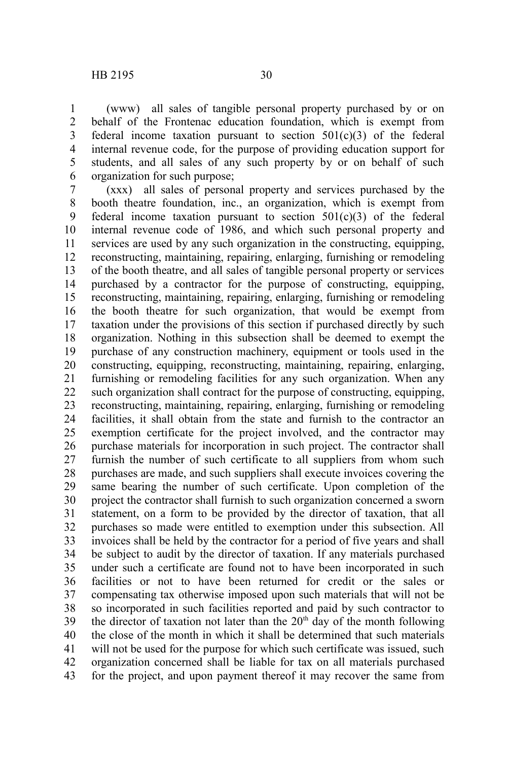(www) all sales of tangible personal property purchased by or on behalf of the Frontenac education foundation, which is exempt from federal income taxation pursuant to section 501(c)(3) of the federal internal revenue code, for the purpose of providing education support for students, and all sales of any such property by or on behalf of such organization for such purpose;

(xxx) all sales of personal property and services purchased by the booth theatre foundation, inc., an organization, which is exempt from federal income taxation pursuant to section 501(c)(3) of the federal internal revenue code of 1986, and which such personal property and services are used by any such organization in the constructing, equipping, reconstructing, maintaining, repairing, enlarging, furnishing or remodeling of the booth theatre, and all sales of tangible personal property or services purchased by a contractor for the purpose of constructing, equipping, reconstructing, maintaining, repairing, enlarging, furnishing or remodeling the booth theatre for such organization, that would be exempt from taxation under the provisions of this section if purchased directly by such organization. Nothing in this subsection shall be deemed to exempt the purchase of any construction machinery, equipment or tools used in the constructing, equipping, reconstructing, maintaining, repairing, enlarging, furnishing or remodeling facilities for any such organization. When any such organization shall contract for the purpose of constructing, equipping, reconstructing, maintaining, repairing, enlarging, furnishing or remodeling facilities, it shall obtain from the state and furnish to the contractor an exemption certificate for the project involved, and the contractor may purchase materials for incorporation in such project. The contractor shall furnish the number of such certificate to all suppliers from whom such purchases are made, and such suppliers shall execute invoices covering the same bearing the number of such certificate. Upon completion of the project the contractor shall furnish to such organization concerned a sworn statement, on a form to be provided by the director of taxation, that all purchases so made were entitled to exemption under this subsection. All invoices shall be held by the contractor for a period of five years and shall be subject to audit by the director of taxation. If any materials purchased under such a certificate are found not to have been incorporated in such facilities or not to have been returned for credit or the sales or compensating tax otherwise imposed upon such materials that will not be so incorporated in such facilities reported and paid by such contractor to the director of taxation not later than the 20th day of the month following the close of the month in which it shall be determined that such materials will not be used for the purpose for which such certificate was issued, such organization concerned shall be liable for tax on all materials purchased for the project, and upon payment thereof it may recover the same from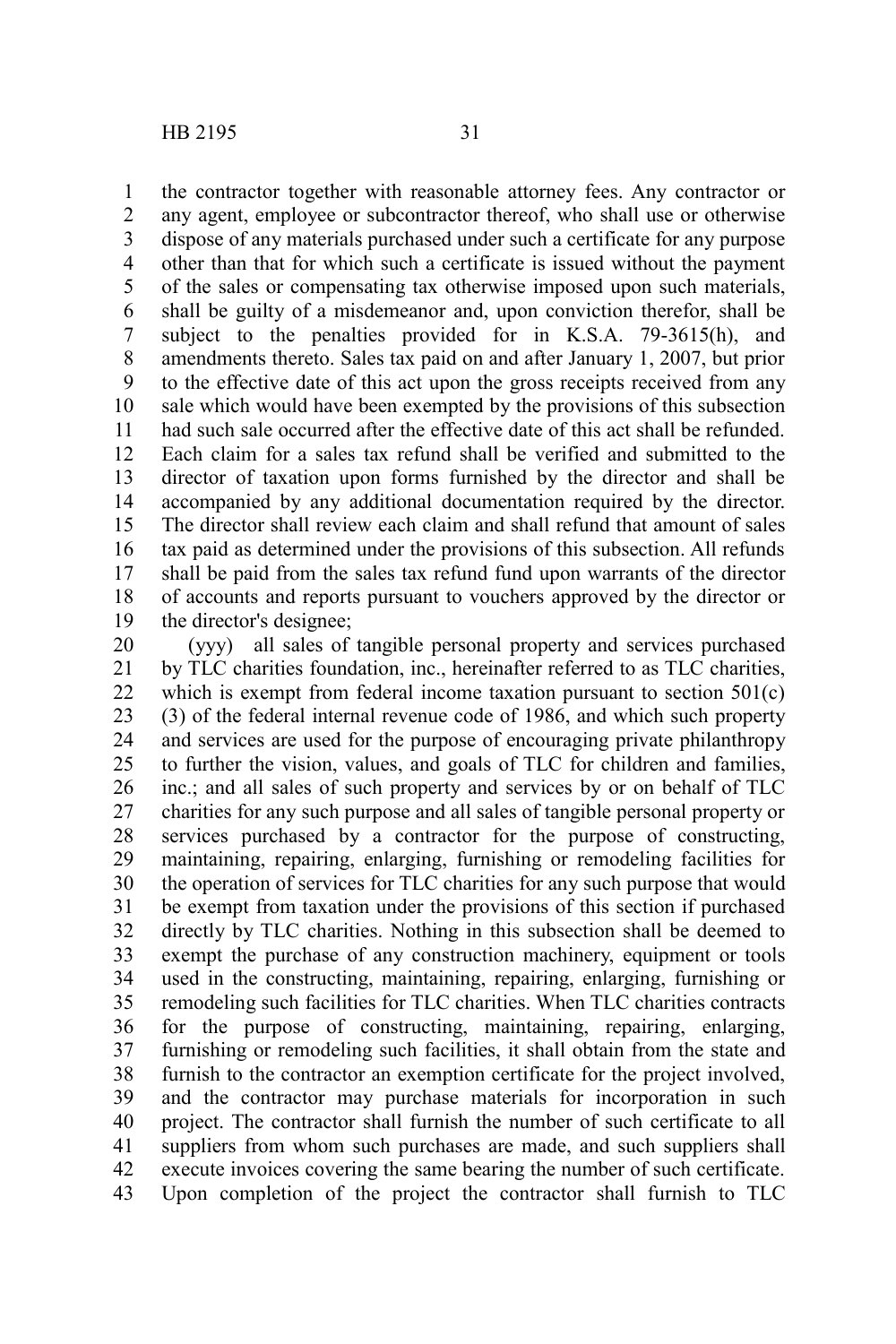the contractor together with reasonable attorney fees. Any contractor or any agent, employee or subcontractor thereof, who shall use or otherwise dispose of any materials purchased under such a certificate for any purpose other than that for which such a certificate is issued without the payment of the sales or compensating tax otherwise imposed upon such materials, shall be guilty of a misdemeanor and, upon conviction therefor, shall be subject to the penalties provided for in K.S.A. 79-3615(h), and amendments thereto. Sales tax paid on and after January 1, 2007, but prior to the effective date of this act upon the gross receipts received from any sale which would have been exempted by the provisions of this subsection had such sale occurred after the effective date of this act shall be refunded. Each claim for a sales tax refund shall be verified and submitted to the director of taxation upon forms furnished by the director and shall be accompanied by any additional documentation required by the director. The director shall review each claim and shall refund that amount of sales tax paid as determined under the provisions of this subsection. All refunds shall be paid from the sales tax refund fund upon warrants of the director of accounts and reports pursuant to vouchers approved by the director or the director's designee;

(yyy) all sales of tangible personal property and services purchased by TLC charities foundation, inc., hereinafter referred to as TLC charities, which is exempt from federal income taxation pursuant to section 501(c)(3) of the federal internal revenue code of 1986, and which such property and services are used for the purpose of encouraging private philanthropy to further the vision, values, and goals of TLC for children and families, inc.; and all sales of such property and services by or on behalf of TLC charities for any such purpose and all sales of tangible personal property or services purchased by a contractor for the purpose of constructing, maintaining, repairing, enlarging, furnishing or remodeling facilities for the operation of services for TLC charities for any such purpose that would be exempt from taxation under the provisions of this section if purchased directly by TLC charities. Nothing in this subsection shall be deemed to exempt the purchase of any construction machinery, equipment or tools used in the constructing, maintaining, repairing, enlarging, furnishing or remodeling such facilities for TLC charities. When TLC charities contracts for the purpose of constructing, maintaining, repairing, enlarging, furnishing or remodeling such facilities, it shall obtain from the state and furnish to the contractor an exemption certificate for the project involved, and the contractor may purchase materials for incorporation in such project. The contractor shall furnish the number of such certificate to all suppliers from whom such purchases are made, and such suppliers shall execute invoices covering the same bearing the number of such certificate. Upon completion of the project the contractor shall furnish to TLC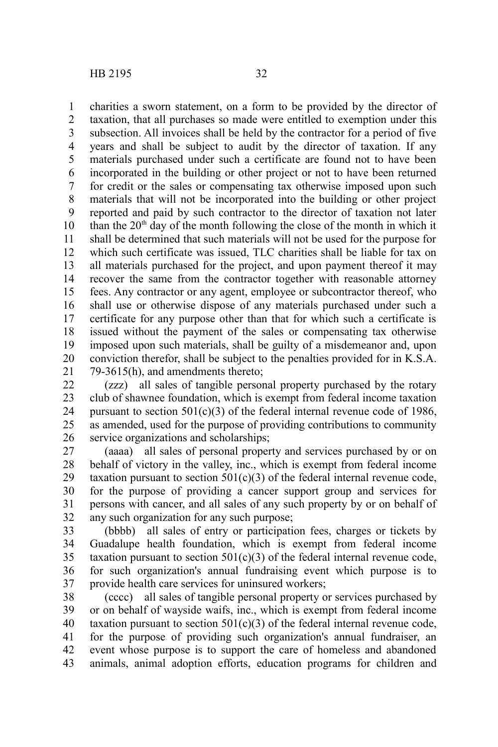charities a sworn statement, on a form to be provided by the director of taxation, that all purchases so made were entitled to exemption under this subsection. All invoices shall be held by the contractor for a period of five years and shall be subject to audit by the director of taxation. If any materials purchased under such a certificate are found not to have been incorporated in the building or other project or not to have been returned for credit or the sales or compensating tax otherwise imposed upon such materials that will not be incorporated into the building or other project reported and paid by such contractor to the director of taxation not later than the $20^{th}$ day of the month following the close of the month in which it shall be determined that such materials will not be used for the purpose for which such certificate was issued, TLC charities shall be liable for tax on all materials purchased for the project, and upon payment thereof it may recover the same from the contractor together with reasonable attorney fees. Any contractor or any agent, employee or subcontractor thereof, who shall use or otherwise dispose of any materials purchased under such a certificate for any purpose other than that for which such a certificate is issued without the payment of the sales or compensating tax otherwise imposed upon such materials, shall be guilty of a misdemeanor and, upon conviction therefor, shall be subject to the penalties provided for in K.S.A. 79-3615(h), and amendments thereto;

(zzz) all sales of tangible personal property purchased by the rotary club of shawnee foundation, which is exempt from federal income taxation pursuant to section 501(c)(3) of the federal internal revenue code of 1986, as amended, used for the purpose of providing contributions to community service organizations and scholarships;

(aaaa) all sales of personal property and services purchased by or on behalf of victory in the valley, inc., which is exempt from federal income taxation pursuant to section 501(c)(3) of the federal internal revenue code, for the purpose of providing a cancer support group and services for persons with cancer, and all sales of any such property by or on behalf of any such organization for any such purpose;

(bbbb) all sales of entry or participation fees, charges or tickets by Guadalupe health foundation, which is exempt from federal income taxation pursuant to section 501(c)(3) of the federal internal revenue code, for such organization's annual fundraising event which purpose is to provide health care services for uninsured workers;

(cccc) all sales of tangible personal property or services purchased by or on behalf of wayside waifs, inc., which is exempt from federal income taxation pursuant to section 501(c)(3) of the federal internal revenue code, for the purpose of providing such organization's annual fundraiser, an event whose purpose is to support the care of homeless and abandoned animals, animal adoption efforts, education programs for children and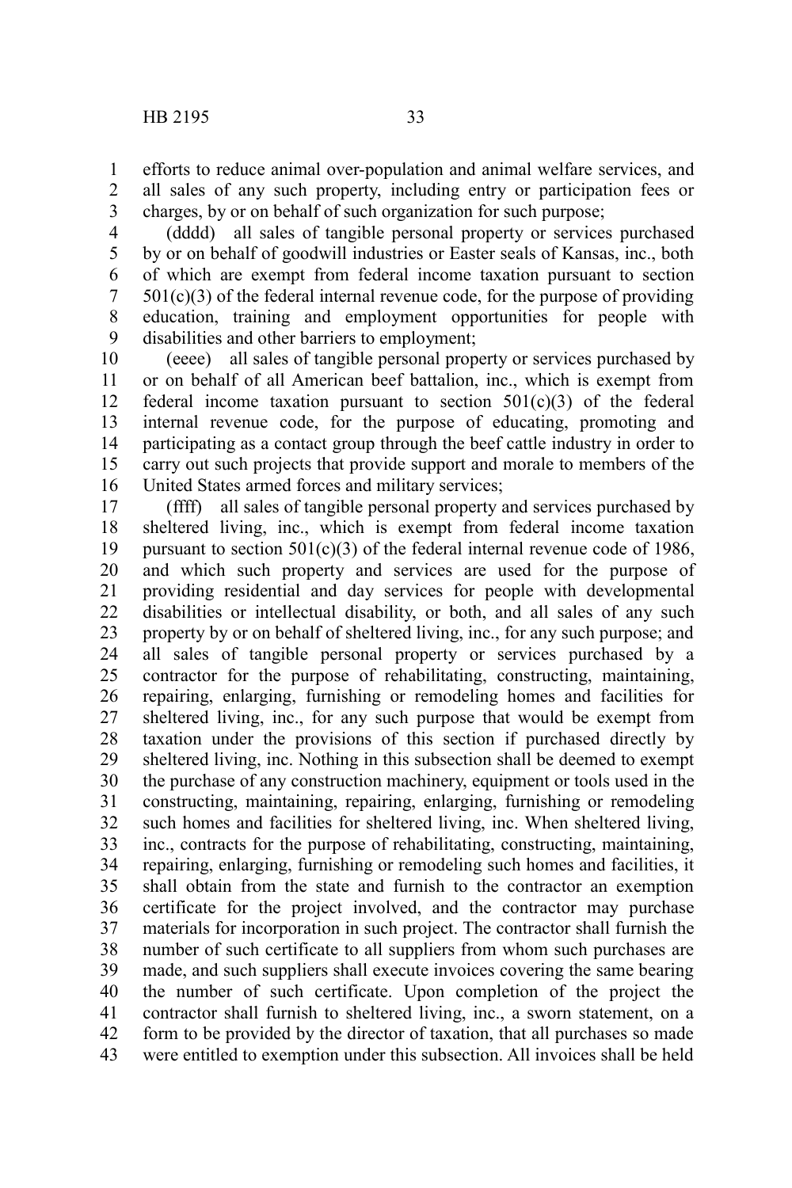efforts to reduce animal over-population and animal welfare services, and all sales of any such property, including entry or participation fees or charges, by or on behalf of such organization for such purpose;

(dddd) all sales of tangible personal property or services purchased by or on behalf of goodwill industries or Easter seals of Kansas, inc., both of which are exempt from federal income taxation pursuant to section 501(c)(3) of the federal internal revenue code, for the purpose of providing education, training and employment opportunities for people with disabilities and other barriers to employment;

(eeee) all sales of tangible personal property or services purchased by or on behalf of all American beef battalion, inc., which is exempt from federal income taxation pursuant to section 501(c)(3) of the federal internal revenue code, for the purpose of educating, promoting and participating as a contact group through the beef cattle industry in order to carry out such projects that provide support and morale to members of the United States armed forces and military services;

(ffff) all sales of tangible personal property and services purchased by sheltered living, inc., which is exempt from federal income taxation pursuant to section 501(c)(3) of the federal internal revenue code of 1986, and which such property and services are used for the purpose of providing residential and day services for people with developmental disabilities or intellectual disability, or both, and all sales of any such property by or on behalf of sheltered living, inc., for any such purpose; and all sales of tangible personal property or services purchased by a contractor for the purpose of rehabilitating, constructing, maintaining, repairing, enlarging, furnishing or remodeling homes and facilities for sheltered living, inc., for any such purpose that would be exempt from taxation under the provisions of this section if purchased directly by sheltered living, inc. Nothing in this subsection shall be deemed to exempt the purchase of any construction machinery, equipment or tools used in the constructing, maintaining, repairing, enlarging, furnishing or remodeling such homes and facilities for sheltered living, inc. When sheltered living, inc., contracts for the purpose of rehabilitating, constructing, maintaining, repairing, enlarging, furnishing or remodeling such homes and facilities, it shall obtain from the state and furnish to the contractor an exemption certificate for the project involved, and the contractor may purchase materials for incorporation in such project. The contractor shall furnish the number of such certificate to all suppliers from whom such purchases are made, and such suppliers shall execute invoices covering the same bearing the number of such certificate. Upon completion of the project the contractor shall furnish to sheltered living, inc., a sworn statement, on a form to be provided by the director of taxation, that all purchases so made were entitled to exemption under this subsection. All invoices shall be held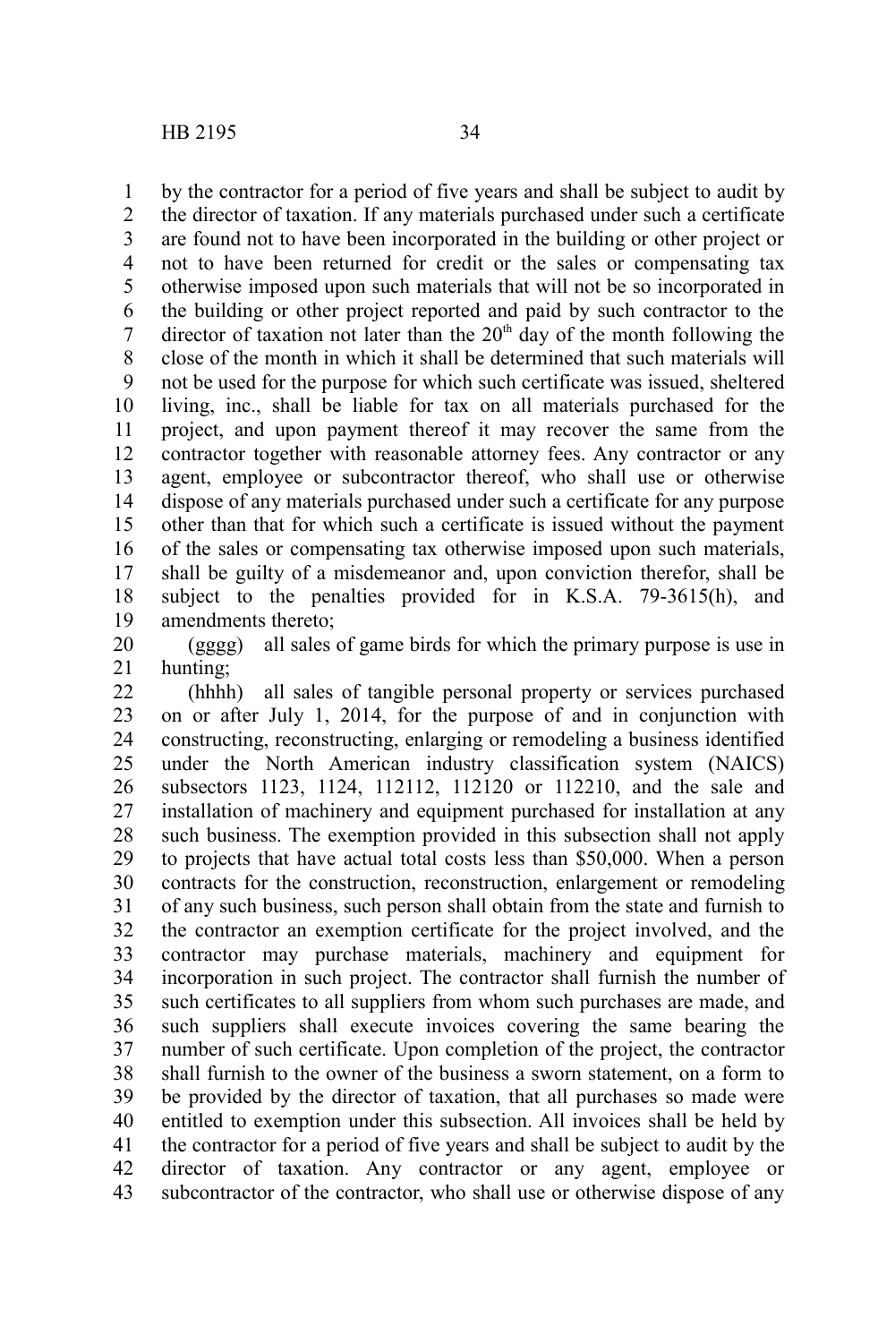by the contractor for a period of five years and shall be subject to audit by the director of taxation. If any materials purchased under such a certificate are found not to have been incorporated in the building or other project or not to have been returned for credit or the sales or compensating tax otherwise imposed upon such materials that will not be so incorporated in the building or other project reported and paid by such contractor to the director of taxation not later than the 20th day of the month following the close of the month in which it shall be determined that such materials will not be used for the purpose for which such certificate was issued, sheltered living, inc., shall be liable for tax on all materials purchased for the project, and upon payment thereof it may recover the same from the contractor together with reasonable attorney fees. Any contractor or any agent, employee or subcontractor thereof, who shall use or otherwise dispose of any materials purchased under such a certificate for any purpose other than that for which such a certificate is issued without the payment of the sales or compensating tax otherwise imposed upon such materials, shall be guilty of a misdemeanor and, upon conviction therefor, shall be subject to the penalties provided for in K.S.A. 79-3615(h), and amendments thereto;

(gggg) all sales of game birds for which the primary purpose is use in hunting;

(hhhh) all sales of tangible personal property or services purchased on or after July 1, 2014, for the purpose of and in conjunction with constructing, reconstructing, enlarging or remodeling a business identified under the North American industry classification system (NAICS) subsectors 1123, 1124, 112112, 112120 or 112210, and the sale and installation of machinery and equipment purchased for installation at any such business. The exemption provided in this subsection shall not apply to projects that have actual total costs less than $50,000. When a person contracts for the construction, reconstruction, enlargement or remodeling of any such business, such person shall obtain from the state and furnish to the contractor an exemption certificate for the project involved, and the contractor may purchase materials, machinery and equipment for incorporation in such project. The contractor shall furnish the number of such certificates to all suppliers from whom such purchases are made, and such suppliers shall execute invoices covering the same bearing the number of such certificate. Upon completion of the project, the contractor shall furnish to the owner of the business a sworn statement, on a form to be provided by the director of taxation, that all purchases so made were entitled to exemption under this subsection. All invoices shall be held by the contractor for a period of five years and shall be subject to audit by the director of taxation. Any contractor or any agent, employee or subcontractor of the contractor, who shall use or otherwise dispose of any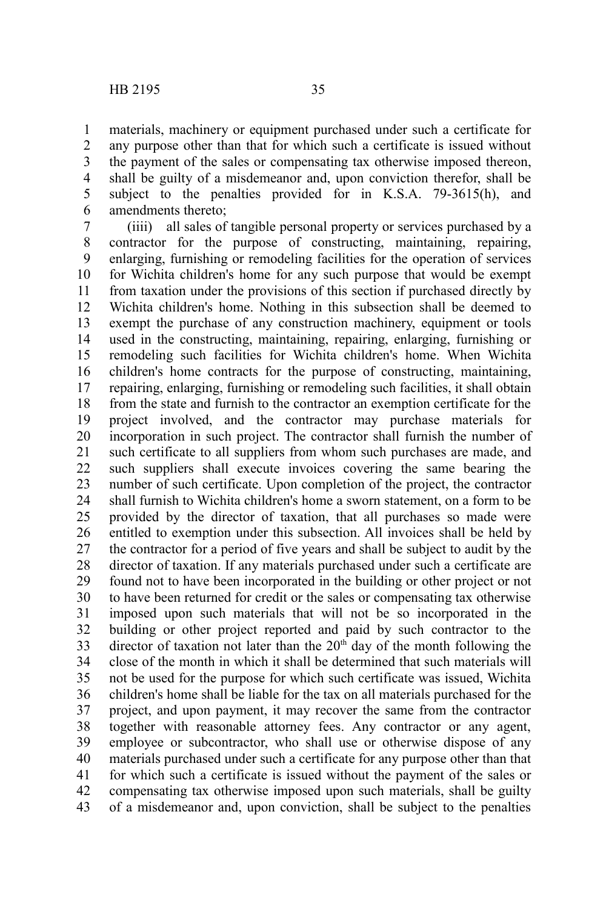materials, machinery or equipment purchased under such a certificate for any purpose other than that for which such a certificate is issued without the payment of the sales or compensating tax otherwise imposed thereon, shall be guilty of a misdemeanor and, upon conviction therefor, shall be subject to the penalties provided for in K.S.A. 79-3615(h), and amendments thereto;

(iiii) all sales of tangible personal property or services purchased by a contractor for the purpose of constructing, maintaining, repairing, enlarging, furnishing or remodeling facilities for the operation of services for Wichita children's home for any such purpose that would be exempt from taxation under the provisions of this section if purchased directly by Wichita children's home. Nothing in this subsection shall be deemed to exempt the purchase of any construction machinery, equipment or tools used in the constructing, maintaining, repairing, enlarging, furnishing or remodeling such facilities for Wichita children's home. When Wichita children's home contracts for the purpose of constructing, maintaining, repairing, enlarging, furnishing or remodeling such facilities, it shall obtain from the state and furnish to the contractor an exemption certificate for the project involved, and the contractor may purchase materials for incorporation in such project. The contractor shall furnish the number of such certificate to all suppliers from whom such purchases are made, and such suppliers shall execute invoices covering the same bearing the number of such certificate. Upon completion of the project, the contractor shall furnish to Wichita children's home a sworn statement, on a form to be provided by the director of taxation, that all purchases so made were entitled to exemption under this subsection. All invoices shall be held by the contractor for a period of five years and shall be subject to audit by the director of taxation. If any materials purchased under such a certificate are found not to have been incorporated in the building or other project or not to have been returned for credit or the sales or compensating tax otherwise imposed upon such materials that will not be so incorporated in the building or other project reported and paid by such contractor to the director of taxation not later than the 20th day of the month following the close of the month in which it shall be determined that such materials will not be used for the purpose for which such certificate was issued, Wichita children's home shall be liable for the tax on all materials purchased for the project, and upon payment, it may recover the same from the contractor together with reasonable attorney fees. Any contractor or any agent, employee or subcontractor, who shall use or otherwise dispose of any materials purchased under such a certificate for any purpose other than that for which such a certificate is issued without the payment of the sales or compensating tax otherwise imposed upon such materials, shall be guilty of a misdemeanor and, upon conviction, shall be subject to the penalties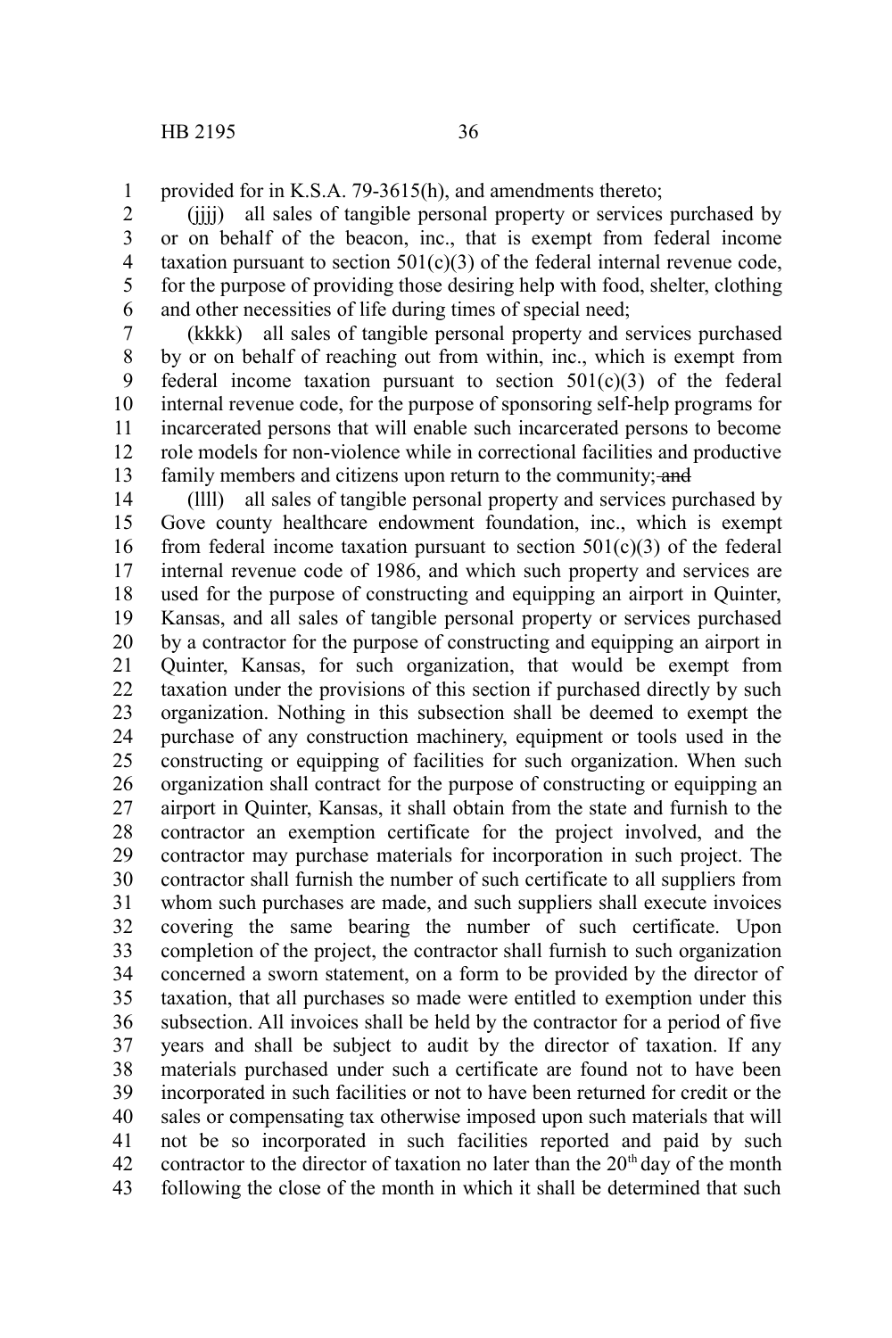provided for in K.S.A. 79-3615(h), and amendments thereto;

(jjjj) all sales of tangible personal property or services purchased by or on behalf of the beacon, inc., that is exempt from federal income taxation pursuant to section 501(c)(3) of the federal internal revenue code, for the purpose of providing those desiring help with food, shelter, clothing and other necessities of life during times of special need;

(kkkk) all sales of tangible personal property and services purchased by or on behalf of reaching out from within, inc., which is exempt from federal income taxation pursuant to section 501(c)(3) of the federal internal revenue code, for the purpose of sponsoring self-help programs for incarcerated persons that will enable such incarcerated persons to become role models for non-violence while in correctional facilities and productive family members and citizens upon return to the community; ~~and~~

(llll) all sales of tangible personal property and services purchased by Gove county healthcare endowment foundation, inc., which is exempt from federal income taxation pursuant to section 501(c)(3) of the federal internal revenue code of 1986, and which such property and services are used for the purpose of constructing and equipping an airport in Quinter, Kansas, and all sales of tangible personal property or services purchased by a contractor for the purpose of constructing and equipping an airport in Quinter, Kansas, for such organization, that would be exempt from taxation under the provisions of this section if purchased directly by such organization. Nothing in this subsection shall be deemed to exempt the purchase of any construction machinery, equipment or tools used in the constructing or equipping of facilities for such organization. When such organization shall contract for the purpose of constructing or equipping an airport in Quinter, Kansas, it shall obtain from the state and furnish to the contractor an exemption certificate for the project involved, and the contractor may purchase materials for incorporation in such project. The contractor shall furnish the number of such certificate to all suppliers from whom such purchases are made, and such suppliers shall execute invoices covering the same bearing the number of such certificate. Upon completion of the project, the contractor shall furnish to such organization concerned a sworn statement, on a form to be provided by the director of taxation, that all purchases so made were entitled to exemption under this subsection. All invoices shall be held by the contractor for a period of five years and shall be subject to audit by the director of taxation. If any materials purchased under such a certificate are found not to have been incorporated in such facilities or not to have been returned for credit or the sales or compensating tax otherwise imposed upon such materials that will not be so incorporated in such facilities reported and paid by such contractor to the director of taxation no later than the 20th day of the month following the close of the month in which it shall be determined that such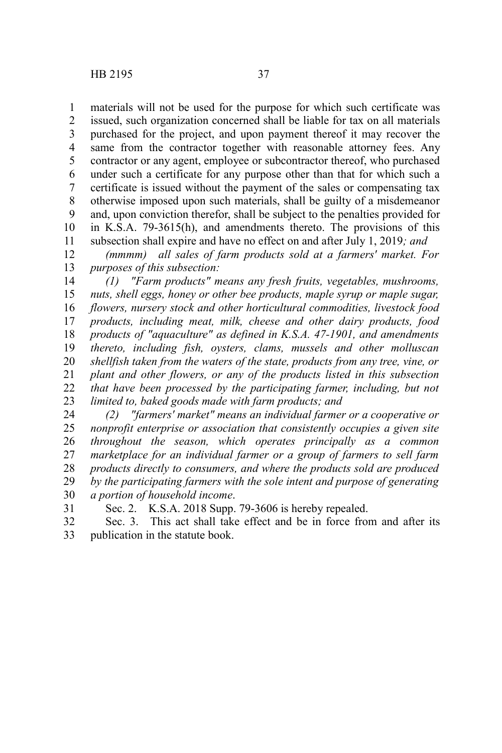materials will not be used for the purpose for which such certificate was issued, such organization concerned shall be liable for tax on all materials purchased for the project, and upon payment thereof it may recover the same from the contractor together with reasonable attorney fees. Any contractor or any agent, employee or subcontractor thereof, who purchased under such a certificate for any purpose other than that for which such a certificate is issued without the payment of the sales or compensating tax otherwise imposed upon such materials, shall be guilty of a misdemeanor and, upon conviction therefor, shall be subject to the penalties provided for in K.S.A. 79-3615(h), and amendments thereto. The provisions of this subsection shall expire and have no effect on and after July 1, 2019*; and*

*(mmmm) all sales of farm products sold at a farmers' market. For purposes of this subsection:*

*(1) "Farm products" means any fresh fruits, vegetables, mushrooms, nuts, shell eggs, honey or other bee products, maple syrup or maple sugar, flowers, nursery stock and other horticultural commodities, livestock food products, including meat, milk, cheese and other dairy products, food products of "aquaculture" as defined in K.S.A. 47-1901, and amendments thereto, including fish, oysters, clams, mussels and other molluscan shellfish taken from the waters of the state, products from any tree, vine, or plant and other flowers, or any of the products listed in this subsection that have been processed by the participating farmer, including, but not limited to, baked goods made with farm products; and*

*(2) "farmers' market" means an individual farmer or a cooperative or nonprofit enterprise or association that consistently occupies a given site throughout the season, which operates principally as a common marketplace for an individual farmer or a group of farmers to sell farm products directly to consumers, and where the products sold are produced by the participating farmers with the sole intent and purpose of generating a portion of household income*.

Sec. 2. K.S.A. 2018 Supp. 79-3606 is hereby repealed.

Sec. 3. This act shall take effect and be in force from and after its publication in the statute book.